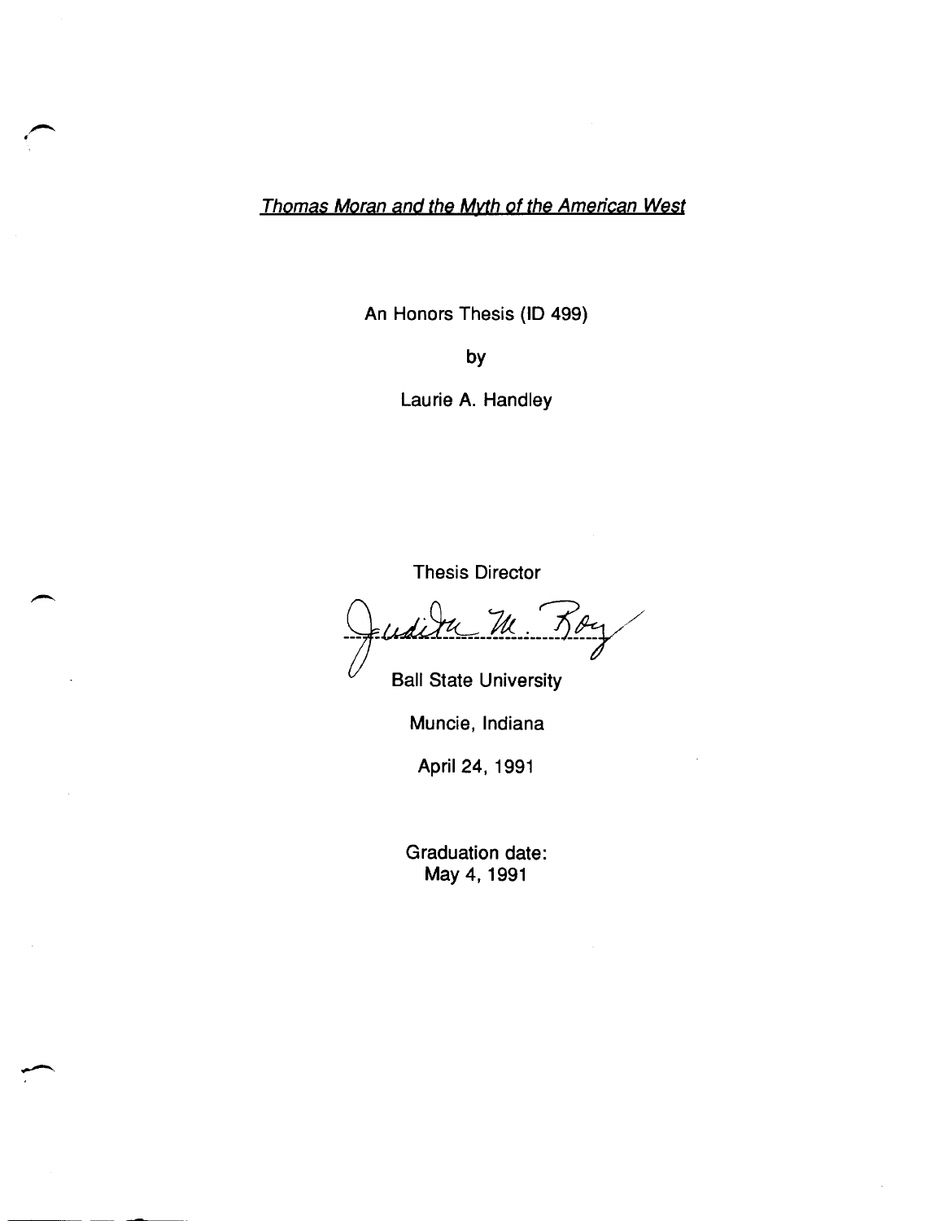*Thomas Moran and the Myth of the American West*

An Honors Thesis (ID 499)

by

Laurie A. Handley

Thesis Director

Judith M. Roy

Ball State University

Muncie, Indiana

April 24, 1991

Graduation date:
May 4, 1991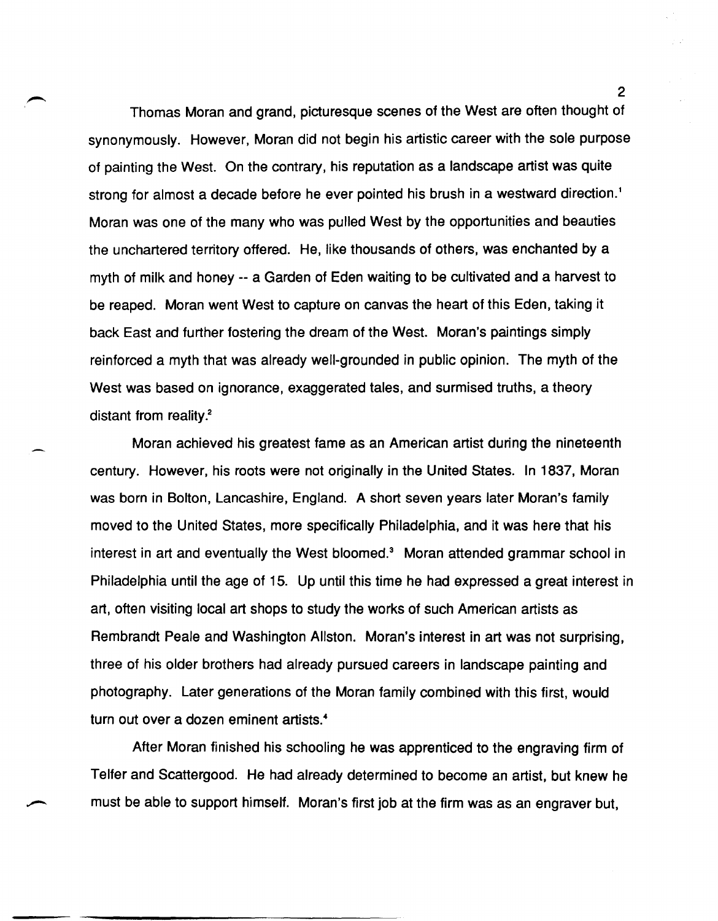Thomas Moran and grand, picturesque scenes of the West are often thought of synonymously. However, Moran did not begin his artistic career with the sole purpose of painting the West. On the contrary, his reputation as a landscape artist was quite strong for almost a decade before he ever pointed his brush in a westward direction.[1] Moran was one of the many who was pulled West by the opportunities and beauties the unchartered territory offered. He, like thousands of others, was enchanted by a myth of milk and honey -- a Garden of Eden waiting to be cultivated and a harvest to be reaped. Moran went West to capture on canvas the heart of this Eden, taking it back East and further fostering the dream of the West. Moran's paintings simply reinforced a myth that was already well-grounded in public opinion. The myth of the West was based on ignorance, exaggerated tales, and surmised truths, a theory distant from reality.[2]

Moran achieved his greatest fame as an American artist during the nineteenth century. However, his roots were not originally in the United States. In 1837, Moran was born in Bolton, Lancashire, England. A short seven years later Moran's family moved to the United States, more specifically Philadelphia, and it was here that his interest in art and eventually the West bloomed.[3] Moran attended grammar school in Philadelphia until the age of 15. Up until this time he had expressed a great interest in art, often visiting local art shops to study the works of such American artists as Rembrandt Peale and Washington Allston. Moran's interest in art was not surprising, three of his older brothers had already pursued careers in landscape painting and photography. Later generations of the Moran family combined with this first, would turn out over a dozen eminent artists.[4]

After Moran finished his schooling he was apprenticed to the engraving firm of Telfer and Scattergood. He had already determined to become an artist, but knew he must be able to support himself. Moran's first job at the firm was as an engraver but,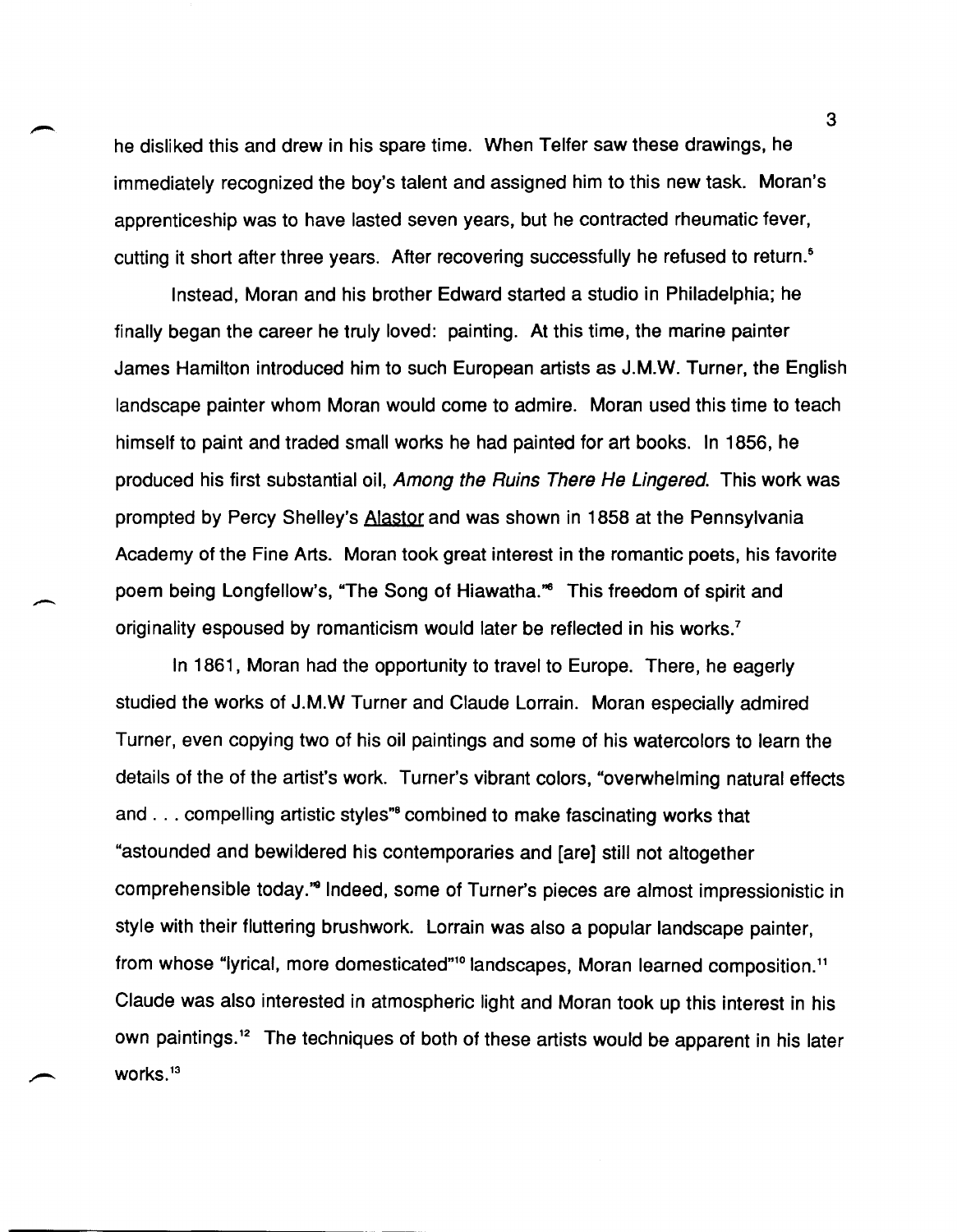he disliked this and drew in his spare time. When Telfer saw these drawings, he immediately recognized the boy's talent and assigned him to this new task. Moran's apprenticeship was to have lasted seven years, but he contracted rheumatic fever, cutting it short after three years. After recovering successfully he refused to return.[5]

Instead, Moran and his brother Edward started a studio in Philadelphia; he finally began the career he truly loved: painting. At this time, the marine painter James Hamilton introduced him to such European artists as J.M.W. Turner, the English landscape painter whom Moran would come to admire. Moran used this time to teach himself to paint and traded small works he had painted for art books. In 1856, he produced his first substantial oil, *Among the Ruins There He Lingered*. This work was prompted by Percy Shelley's Alastor and was shown in 1858 at the Pennsylvania Academy of the Fine Arts. Moran took great interest in the romantic poets, his favorite poem being Longfellow's, "The Song of Hiawatha."[6] This freedom of spirit and originality espoused by romanticism would later be reflected in his works.[7]

In 1861, Moran had the opportunity to travel to Europe. There, he eagerly studied the works of J.M.W Turner and Claude Lorrain. Moran especially admired Turner, even copying two of his oil paintings and some of his watercolors to learn the details of the of the artist's work. Turner's vibrant colors, "overwhelming natural effects and . . . compelling artistic styles"[8] combined to make fascinating works that "astounded and bewildered his contemporaries and [are] still not altogether comprehensible today."[9] Indeed, some of Turner's pieces are almost impressionistic in style with their fluttering brushwork. Lorrain was also a popular landscape painter, from whose "lyrical, more domesticated"[10] landscapes, Moran learned composition.[11] Claude was also interested in atmospheric light and Moran took up this interest in his own paintings.[12] The techniques of both of these artists would be apparent in his later works.[13]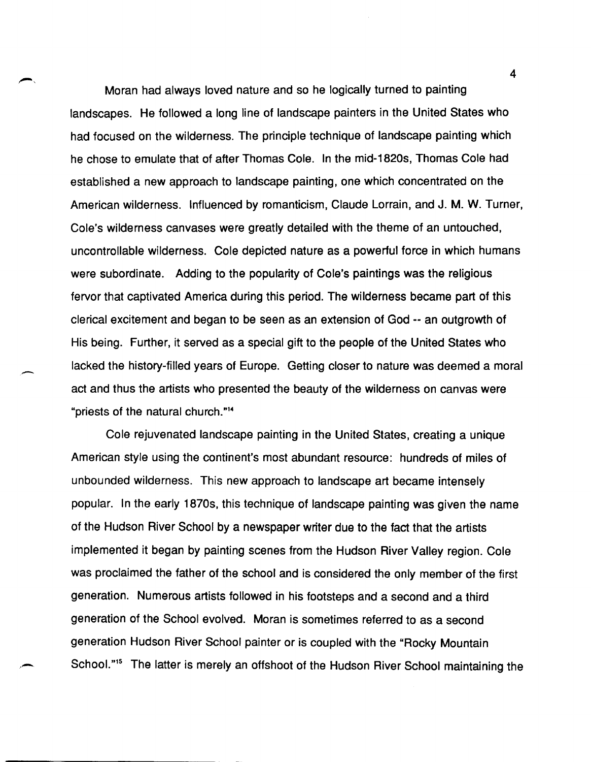Moran had always loved nature and so he logically turned to painting landscapes. He followed a long line of landscape painters in the United States who had focused on the wilderness. The principle technique of landscape painting which he chose to emulate that of after Thomas Cole. In the mid-1820s, Thomas Cole had established a new approach to landscape painting, one which concentrated on the American wilderness. Influenced by romanticism, Claude Lorrain, and J. M. W. Turner, Cole's wilderness canvases were greatly detailed with the theme of an untouched, uncontrollable wilderness. Cole depicted nature as a powerful force in which humans were subordinate. Adding to the popularity of Cole's paintings was the religious fervor that captivated America during this period. The wilderness became part of this clerical excitement and began to be seen as an extension of God -- an outgrowth of His being. Further, it served as a special gift to the people of the United States who lacked the history-filled years of Europe. Getting closer to nature was deemed a moral act and thus the artists who presented the beauty of the wilderness on canvas were "priests of the natural church."[14]

Cole rejuvenated landscape painting in the United States, creating a unique American style using the continent's most abundant resource: hundreds of miles of unbounded wilderness. This new approach to landscape art became intensely popular. In the early 1870s, this technique of landscape painting was given the name of the Hudson River School by a newspaper writer due to the fact that the artists implemented it began by painting scenes from the Hudson River Valley region. Cole was proclaimed the father of the school and is considered the only member of the first generation. Numerous artists followed in his footsteps and a second and a third generation of the School evolved. Moran is sometimes referred to as a second generation Hudson River School painter or is coupled with the "Rocky Mountain School."[15] The latter is merely an offshoot of the Hudson River School maintaining the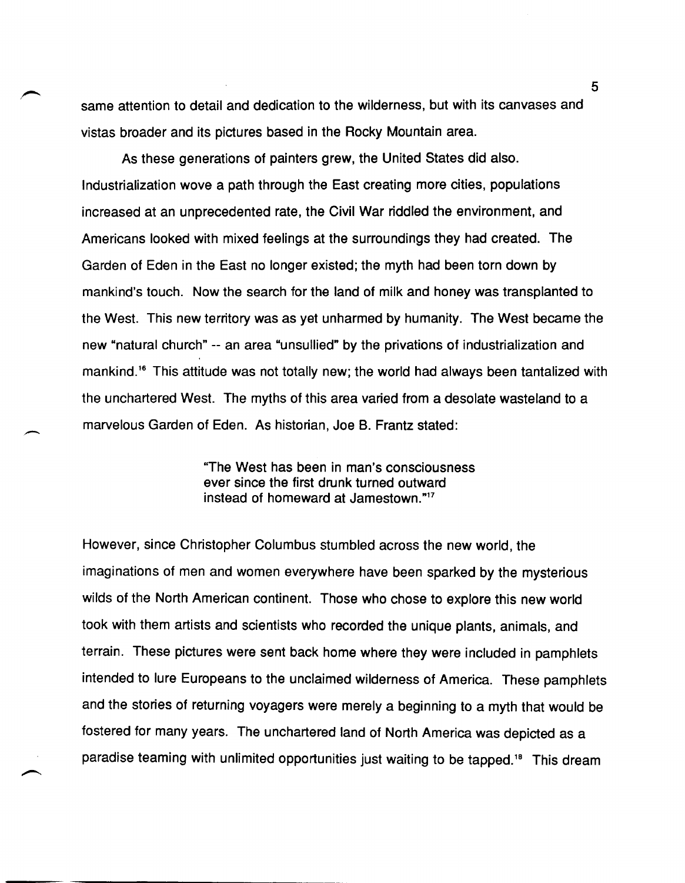same attention to detail and dedication to the wilderness, but with its canvases and vistas broader and its pictures based in the Rocky Mountain area.

As these generations of painters grew, the United States did also. Industrialization wove a path through the East creating more cities, populations increased at an unprecedented rate, the Civil War riddled the environment, and Americans looked with mixed feelings at the surroundings they had created. The Garden of Eden in the East no longer existed; the myth had been torn down by mankind's touch. Now the search for the land of milk and honey was transplanted to the West. This new territory was as yet unharmed by humanity. The West became the new "natural church" -- an area "unsullied" by the privations of industrialization and mankind.[16] This attitude was not totally new; the world had always been tantalized with the unchartered West. The myths of this area varied from a desolate wasteland to a marvelous Garden of Eden. As historian, Joe B. Frantz stated:

> "The West has been in man's consciousness ever since the first drunk turned outward instead of homeward at Jamestown."[17]

However, since Christopher Columbus stumbled across the new world, the imaginations of men and women everywhere have been sparked by the mysterious wilds of the North American continent. Those who chose to explore this new world took with them artists and scientists who recorded the unique plants, animals, and terrain. These pictures were sent back home where they were included in pamphlets intended to lure Europeans to the unclaimed wilderness of America. These pamphlets and the stories of returning voyagers were merely a beginning to a myth that would be fostered for many years. The unchartered land of North America was depicted as a paradise teaming with unlimited opportunities just waiting to be tapped.[18] This dream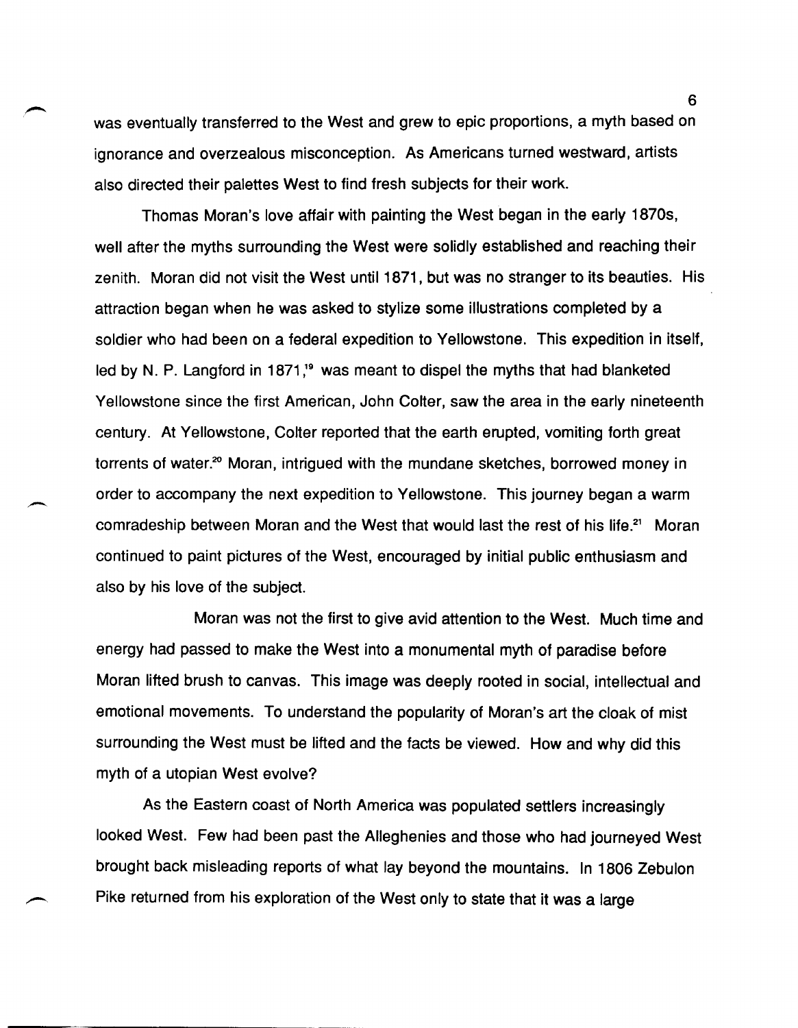was eventually transferred to the West and grew to epic proportions, a myth based on ignorance and overzealous misconception. As Americans turned westward, artists also directed their palettes West to find fresh subjects for their work.

Thomas Moran's love affair with painting the West began in the early 1870s, well after the myths surrounding the West were solidly established and reaching their zenith. Moran did not visit the West until 1871, but was no stranger to its beauties. His attraction began when he was asked to stylize some illustrations completed by a soldier who had been on a federal expedition to Yellowstone. This expedition in itself, led by N. P. Langford in 1871,[19] was meant to dispel the myths that had blanketed Yellowstone since the first American, John Colter, saw the area in the early nineteenth century. At Yellowstone, Colter reported that the earth erupted, vomiting forth great torrents of water.[20] Moran, intrigued with the mundane sketches, borrowed money in order to accompany the next expedition to Yellowstone. This journey began a warm comradeship between Moran and the West that would last the rest of his life.[21] Moran continued to paint pictures of the West, encouraged by initial public enthusiasm and also by his love of the subject.

Moran was not the first to give avid attention to the West. Much time and energy had passed to make the West into a monumental myth of paradise before Moran lifted brush to canvas. This image was deeply rooted in social, intellectual and emotional movements. To understand the popularity of Moran's art the cloak of mist surrounding the West must be lifted and the facts be viewed. How and why did this myth of a utopian West evolve?

As the Eastern coast of North America was populated settlers increasingly looked West. Few had been past the Alleghenies and those who had journeyed West brought back misleading reports of what lay beyond the mountains. In 1806 Zebulon Pike returned from his exploration of the West only to state that it was a large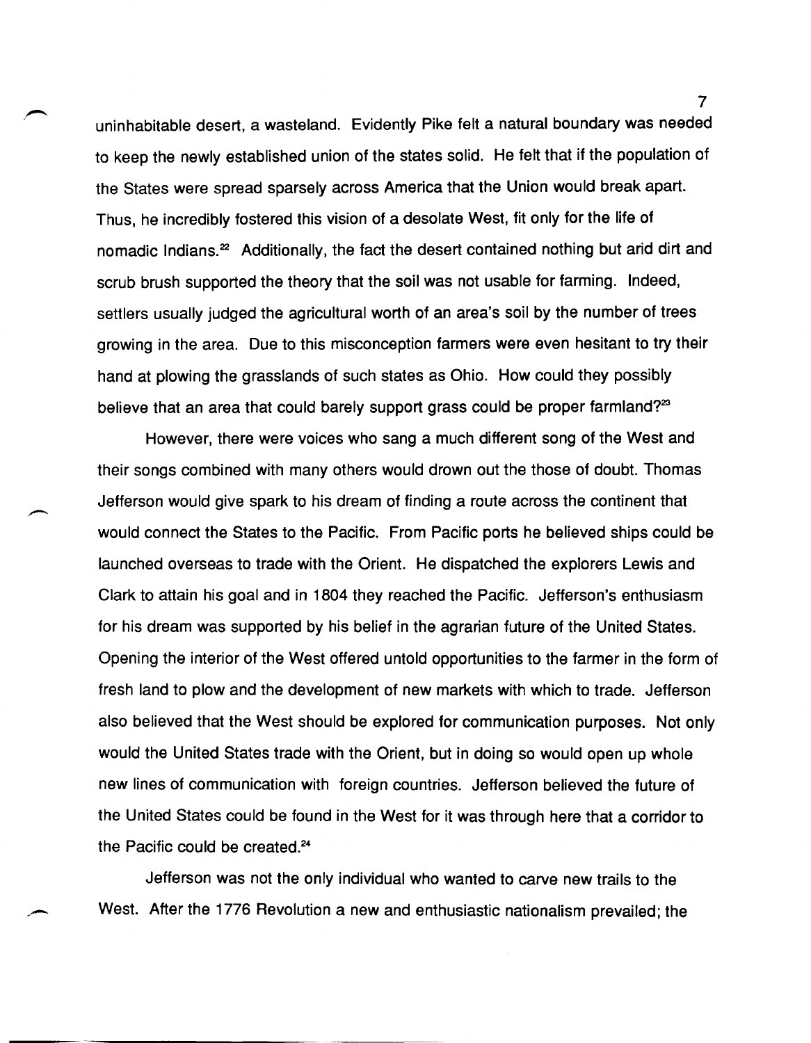uninhabitable desert, a wasteland. Evidently Pike felt a natural boundary was needed to keep the newly established union of the states solid. He felt that if the population of the States were spread sparsely across America that the Union would break apart. Thus, he incredibly fostered this vision of a desolate West, fit only for the life of nomadic Indians.[22] Additionally, the fact the desert contained nothing but arid dirt and scrub brush supported the theory that the soil was not usable for farming. Indeed, settlers usually judged the agricultural worth of an area's soil by the number of trees growing in the area. Due to this misconception farmers were even hesitant to try their hand at plowing the grasslands of such states as Ohio. How could they possibly believe that an area that could barely support grass could be proper farmland?[23]

However, there were voices who sang a much different song of the West and their songs combined with many others would drown out the those of doubt. Thomas Jefferson would give spark to his dream of finding a route across the continent that would connect the States to the Pacific. From Pacific ports he believed ships could be launched overseas to trade with the Orient. He dispatched the explorers Lewis and Clark to attain his goal and in 1804 they reached the Pacific. Jefferson's enthusiasm for his dream was supported by his belief in the agrarian future of the United States. Opening the interior of the West offered untold opportunities to the farmer in the form of fresh land to plow and the development of new markets with which to trade. Jefferson also believed that the West should be explored for communication purposes. Not only would the United States trade with the Orient, but in doing so would open up whole new lines of communication with foreign countries. Jefferson believed the future of the United States could be found in the West for it was through here that a corridor to the Pacific could be created.[24]

Jefferson was not the only individual who wanted to carve new trails to the West. After the 1776 Revolution a new and enthusiastic nationalism prevailed; the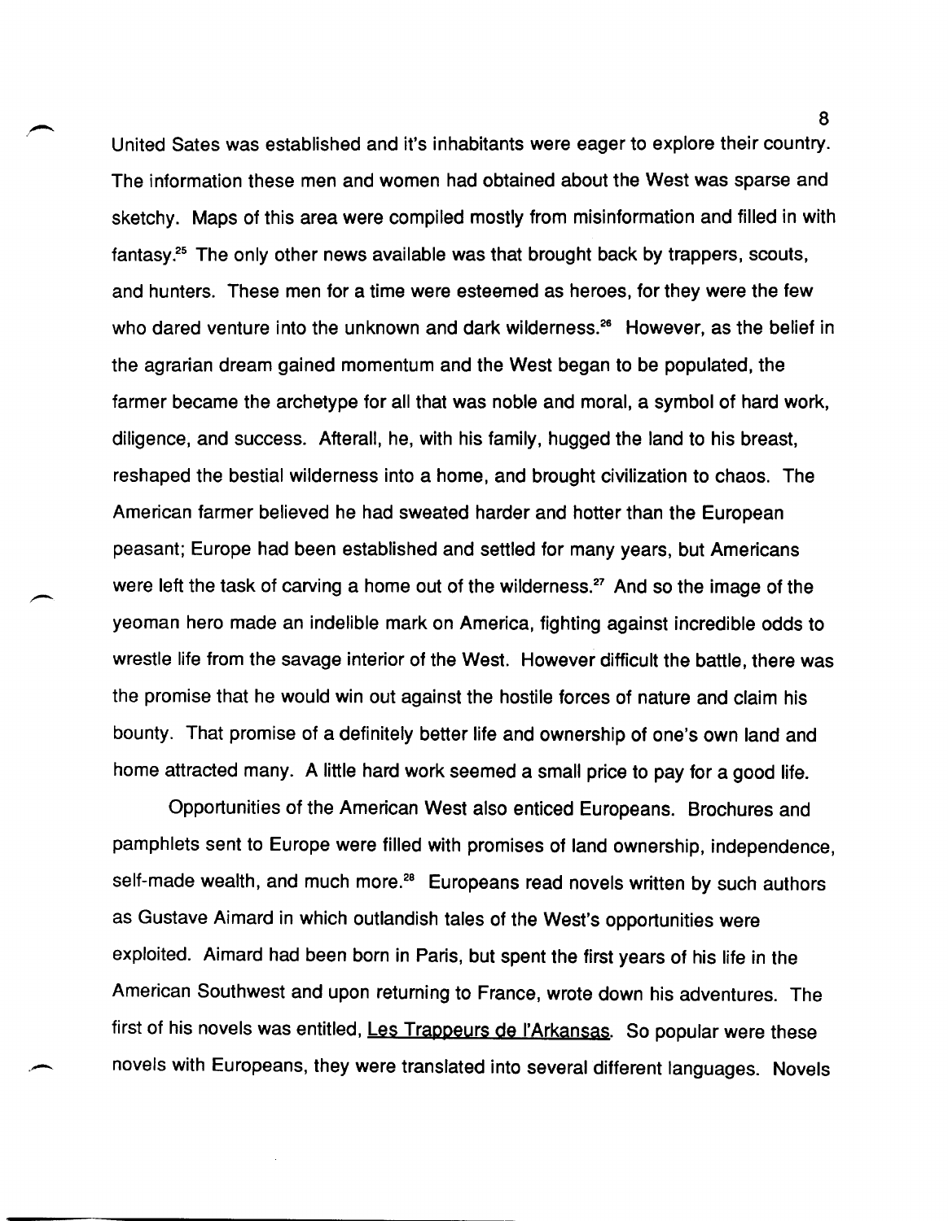United Sates was established and it's inhabitants were eager to explore their country. The information these men and women had obtained about the West was sparse and sketchy. Maps of this area were compiled mostly from misinformation and filled in with fantasy.[25] The only other news available was that brought back by trappers, scouts, and hunters. These men for a time were esteemed as heroes, for they were the few who dared venture into the unknown and dark wilderness.[26] However, as the belief in the agrarian dream gained momentum and the West began to be populated, the farmer became the archetype for all that was noble and moral, a symbol of hard work, diligence, and success. Afterall, he, with his family, hugged the land to his breast, reshaped the bestial wilderness into a home, and brought civilization to chaos. The American farmer believed he had sweated harder and hotter than the European peasant; Europe had been established and settled for many years, but Americans were left the task of carving a home out of the wilderness.[27] And so the image of the yeoman hero made an indelible mark on America, fighting against incredible odds to wrestle life from the savage interior of the West. However difficult the battle, there was the promise that he would win out against the hostile forces of nature and claim his bounty. That promise of a definitely better life and ownership of one's own land and home attracted many. A little hard work seemed a small price to pay for a good life.

Opportunities of the American West also enticed Europeans. Brochures and pamphlets sent to Europe were filled with promises of land ownership, independence, self-made wealth, and much more.[28] Europeans read novels written by such authors as Gustave Aimard in which outlandish tales of the West's opportunities were exploited. Aimard had been born in Paris, but spent the first years of his life in the American Southwest and upon returning to France, wrote down his adventures. The first of his novels was entitled, <u>Les Trappeurs de l'Arkansas</u>. So popular were these novels with Europeans, they were translated into several different languages. Novels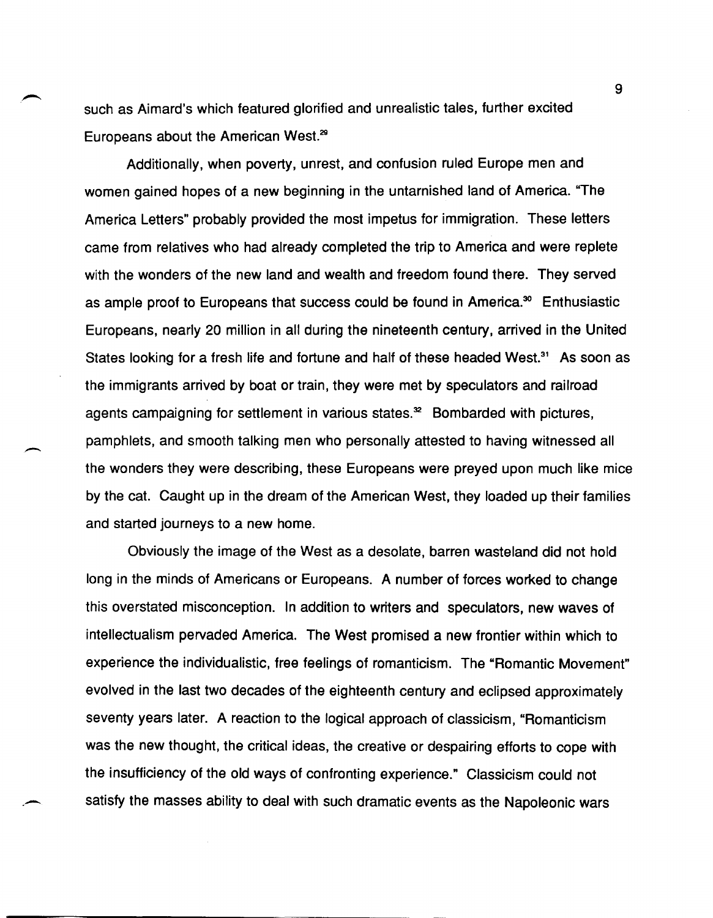such as Aimard's which featured glorified and unrealistic tales, further excited Europeans about the American West.[29]

Additionally, when poverty, unrest, and confusion ruled Europe men and women gained hopes of a new beginning in the untarnished land of America. "The America Letters" probably provided the most impetus for immigration. These letters came from relatives who had already completed the trip to America and were replete with the wonders of the new land and wealth and freedom found there. They served as ample proof to Europeans that success could be found in America.[30] Enthusiastic Europeans, nearly 20 million in all during the nineteenth century, arrived in the United States looking for a fresh life and fortune and half of these headed West.[31] As soon as the immigrants arrived by boat or train, they were met by speculators and railroad agents campaigning for settlement in various states.[32] Bombarded with pictures, pamphlets, and smooth talking men who personally attested to having witnessed all the wonders they were describing, these Europeans were preyed upon much like mice by the cat. Caught up in the dream of the American West, they loaded up their families and started journeys to a new home.

Obviously the image of the West as a desolate, barren wasteland did not hold long in the minds of Americans or Europeans. A number of forces worked to change this overstated misconception. In addition to writers and speculators, new waves of intellectualism pervaded America. The West promised a new frontier within which to experience the individualistic, free feelings of romanticism. The "Romantic Movement" evolved in the last two decades of the eighteenth century and eclipsed approximately seventy years later. A reaction to the logical approach of classicism, "Romanticism was the new thought, the critical ideas, the creative or despairing efforts to cope with the insufficiency of the old ways of confronting experience." Classicism could not satisfy the masses ability to deal with such dramatic events as the Napoleonic wars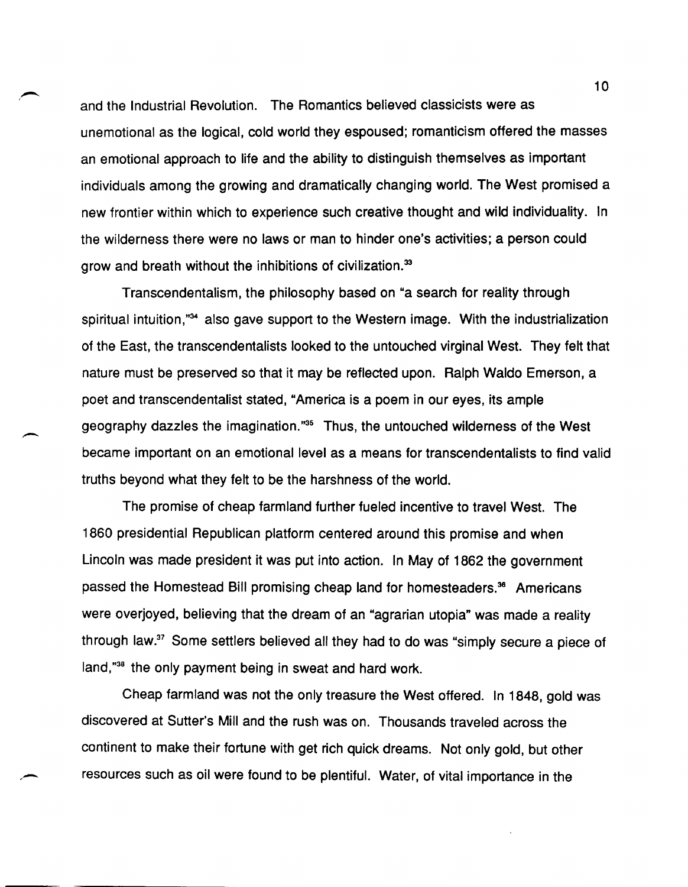and the Industrial Revolution. The Romantics believed classicists were as unemotional as the logical, cold world they espoused; romanticism offered the masses an emotional approach to life and the ability to distinguish themselves as important individuals among the growing and dramatically changing world. The West promised a new frontier within which to experience such creative thought and wild individuality. In the wilderness there were no laws or man to hinder one's activities; a person could grow and breath without the inhibitions of civilization.[33]

Transcendentalism, the philosophy based on "a search for reality through spiritual intuition,"[34] also gave support to the Western image. With the industrialization of the East, the transcendentalists looked to the untouched virginal West. They felt that nature must be preserved so that it may be reflected upon. Ralph Waldo Emerson, a poet and transcendentalist stated, "America is a poem in our eyes, its ample geography dazzles the imagination."[35] Thus, the untouched wilderness of the West became important on an emotional level as a means for transcendentalists to find valid truths beyond what they felt to be the harshness of the world.

The promise of cheap farmland further fueled incentive to travel West. The 1860 presidential Republican platform centered around this promise and when Lincoln was made president it was put into action. In May of 1862 the government passed the Homestead Bill promising cheap land for homesteaders.[36] Americans were overjoyed, believing that the dream of an "agrarian utopia" was made a reality through law.[37] Some settlers believed all they had to do was "simply secure a piece of land,"[38] the only payment being in sweat and hard work.

Cheap farmland was not the only treasure the West offered. In 1848, gold was discovered at Sutter's Mill and the rush was on. Thousands traveled across the continent to make their fortune with get rich quick dreams. Not only gold, but other resources such as oil were found to be plentiful. Water, of vital importance in the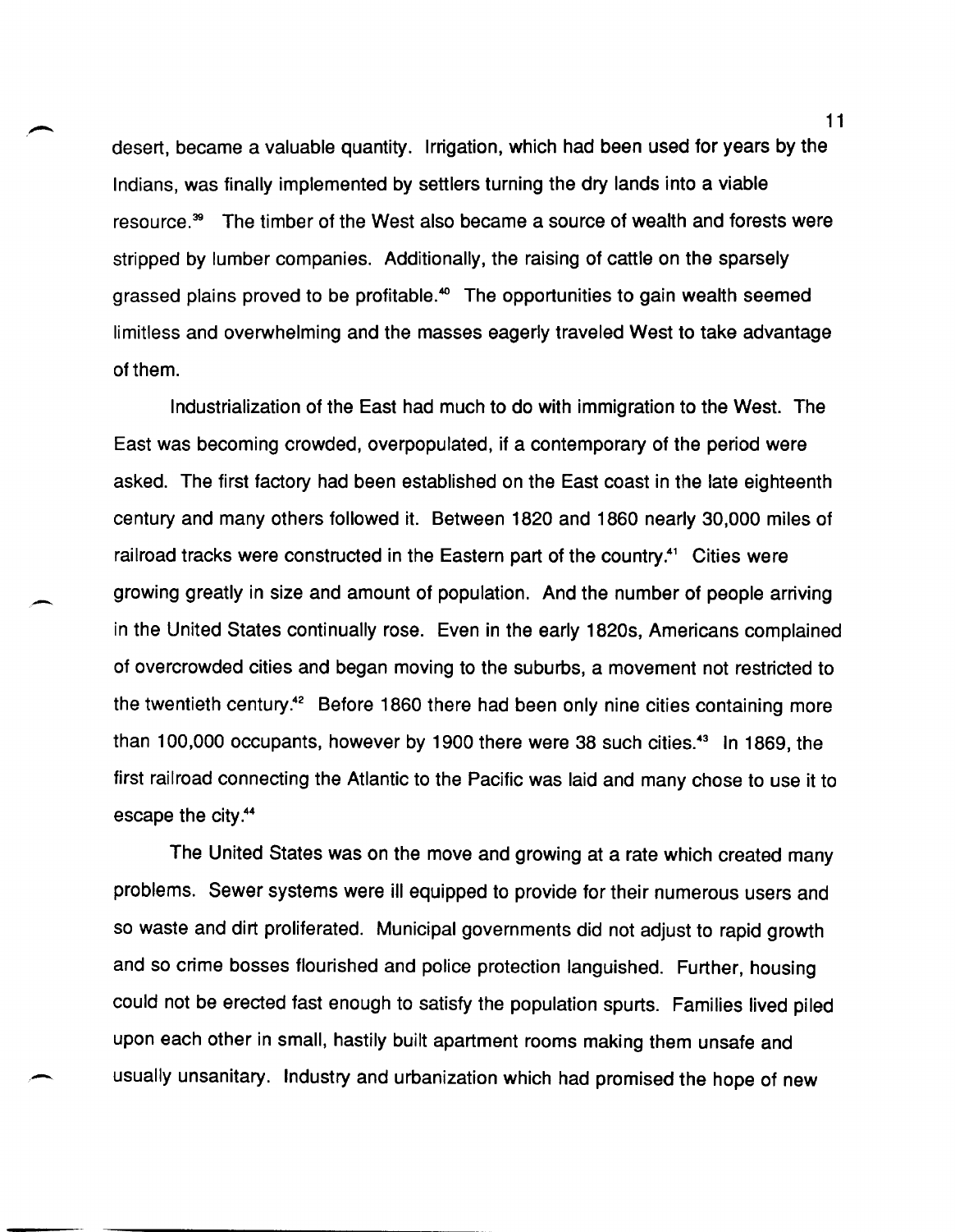desert, became a valuable quantity. Irrigation, which had been used for years by the Indians, was finally implemented by settlers turning the dry lands into a viable resource.[39] The timber of the West also became a source of wealth and forests were stripped by lumber companies. Additionally, the raising of cattle on the sparsely grassed plains proved to be profitable.[40] The opportunities to gain wealth seemed limitless and overwhelming and the masses eagerly traveled West to take advantage of them.

Industrialization of the East had much to do with immigration to the West. The East was becoming crowded, overpopulated, if a contemporary of the period were asked. The first factory had been established on the East coast in the late eighteenth century and many others followed it. Between 1820 and 1860 nearly 30,000 miles of railroad tracks were constructed in the Eastern part of the country.[41] Cities were growing greatly in size and amount of population. And the number of people arriving in the United States continually rose. Even in the early 1820s, Americans complained of overcrowded cities and began moving to the suburbs, a movement not restricted to the twentieth century.[42] Before 1860 there had been only nine cities containing more than 100,000 occupants, however by 1900 there were 38 such cities.[43] In 1869, the first railroad connecting the Atlantic to the Pacific was laid and many chose to use it to escape the city.[44]

The United States was on the move and growing at a rate which created many problems. Sewer systems were ill equipped to provide for their numerous users and so waste and dirt proliferated. Municipal governments did not adjust to rapid growth and so crime bosses flourished and police protection languished. Further, housing could not be erected fast enough to satisfy the population spurts. Families lived piled upon each other in small, hastily built apartment rooms making them unsafe and usually unsanitary. Industry and urbanization which had promised the hope of new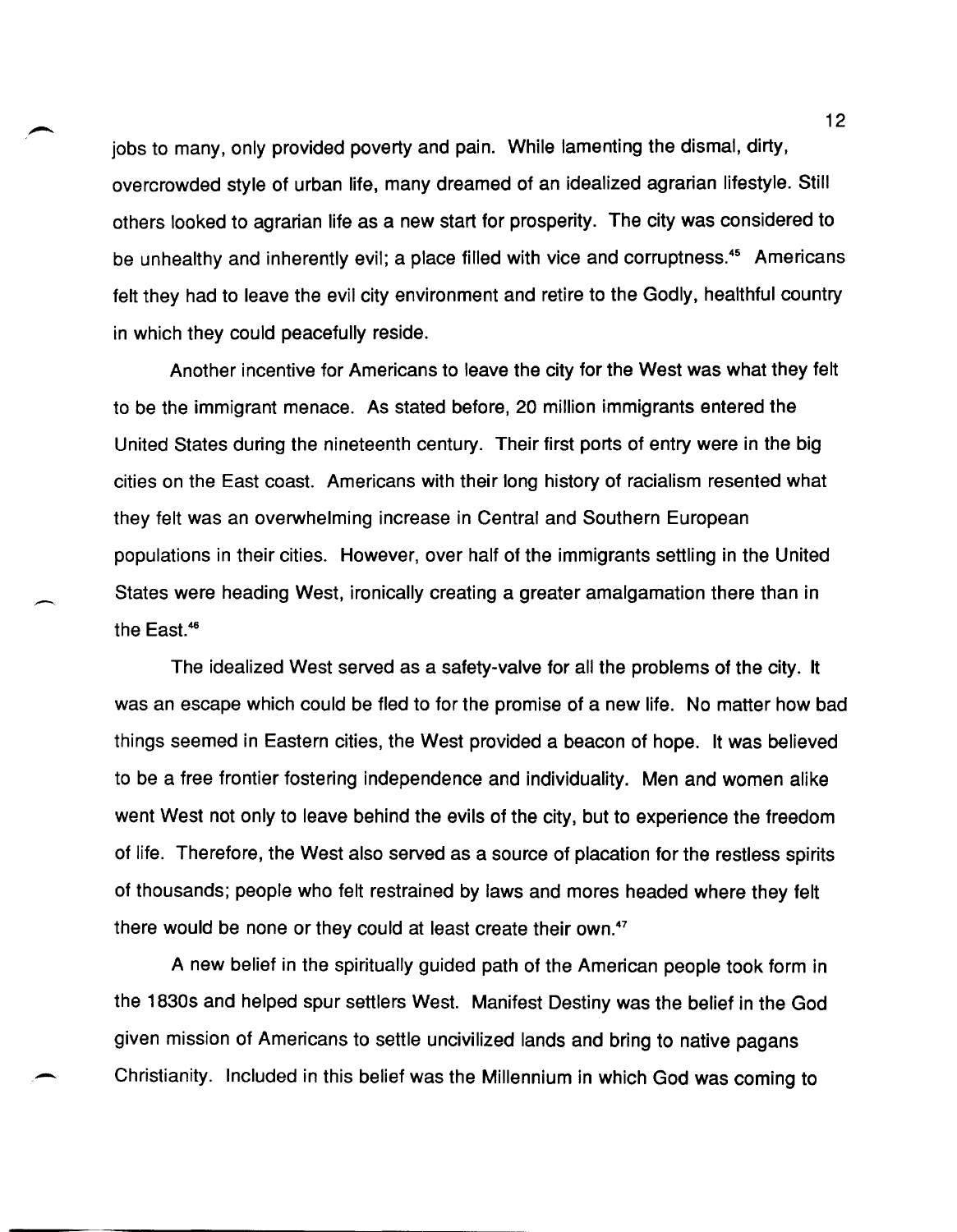jobs to many, only provided poverty and pain. While lamenting the dismal, dirty, overcrowded style of urban life, many dreamed of an idealized agrarian lifestyle. Still others looked to agrarian life as a new start for prosperity. The city was considered to be unhealthy and inherently evil; a place filled with vice and corruptness.[45] Americans felt they had to leave the evil city environment and retire to the Godly, healthful country in which they could peacefully reside.

Another incentive for Americans to leave the city for the West was what they felt to be the immigrant menace. As stated before, 20 million immigrants entered the United States during the nineteenth century. Their first ports of entry were in the big cities on the East coast. Americans with their long history of racialism resented what they felt was an overwhelming increase in Central and Southern European populations in their cities. However, over half of the immigrants settling in the United States were heading West, ironically creating a greater amalgamation there than in the East.[46]

The idealized West served as a safety-valve for all the problems of the city. It was an escape which could be fled to for the promise of a new life. No matter how bad things seemed in Eastern cities, the West provided a beacon of hope. It was believed to be a free frontier fostering independence and individuality. Men and women alike went West not only to leave behind the evils of the city, but to experience the freedom of life. Therefore, the West also served as a source of placation for the restless spirits of thousands; people who felt restrained by laws and mores headed where they felt there would be none or they could at least create their own.[47]

A new belief in the spiritually guided path of the American people took form in the 1830s and helped spur settlers West. Manifest Destiny was the belief in the God given mission of Americans to settle uncivilized lands and bring to native pagans Christianity. Included in this belief was the Millennium in which God was coming to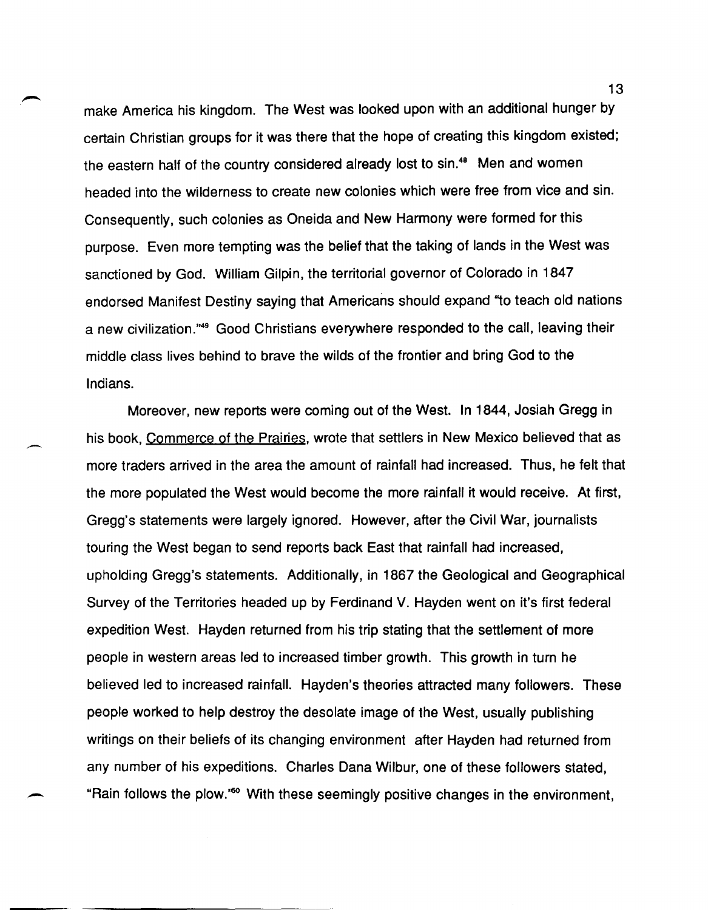make America his kingdom. The West was looked upon with an additional hunger by certain Christian groups for it was there that the hope of creating this kingdom existed; the eastern half of the country considered already lost to sin.[48] Men and women headed into the wilderness to create new colonies which were free from vice and sin. Consequently, such colonies as Oneida and New Harmony were formed for this purpose. Even more tempting was the belief that the taking of lands in the West was sanctioned by God. William Gilpin, the territorial governor of Colorado in 1847 endorsed Manifest Destiny saying that Americans should expand "to teach old nations a new civilization."[49] Good Christians everywhere responded to the call, leaving their middle class lives behind to brave the wilds of the frontier and bring God to the Indians.

Moreover, new reports were coming out of the West. In 1844, Josiah Gregg in his book, Commerce of the Prairies, wrote that settlers in New Mexico believed that as more traders arrived in the area the amount of rainfall had increased. Thus, he felt that the more populated the West would become the more rainfall it would receive. At first, Gregg's statements were largely ignored. However, after the Civil War, journalists touring the West began to send reports back East that rainfall had increased, upholding Gregg's statements. Additionally, in 1867 the Geological and Geographical Survey of the Territories headed up by Ferdinand V. Hayden went on it's first federal expedition West. Hayden returned from his trip stating that the settlement of more people in western areas led to increased timber growth. This growth in turn he believed led to increased rainfall. Hayden's theories attracted many followers. These people worked to help destroy the desolate image of the West, usually publishing writings on their beliefs of its changing environment after Hayden had returned from any number of his expeditions. Charles Dana Wilbur, one of these followers stated, "Rain follows the plow."[50] With these seemingly positive changes in the environment,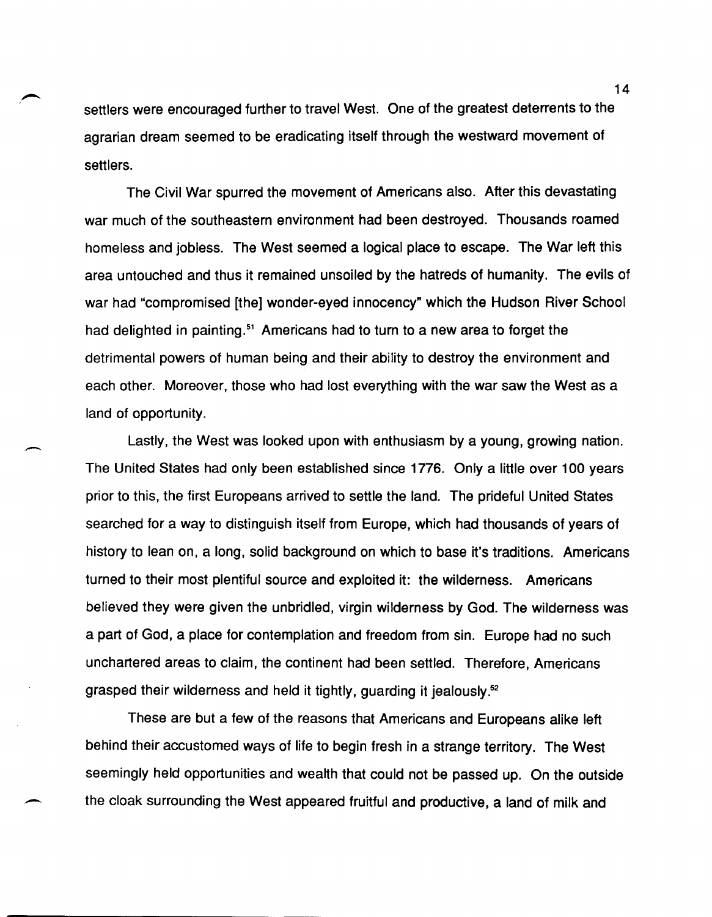settlers were encouraged further to travel West. One of the greatest deterrents to the agrarian dream seemed to be eradicating itself through the westward movement of settlers.

The Civil War spurred the movement of Americans also. After this devastating war much of the southeastern environment had been destroyed. Thousands roamed homeless and jobless. The West seemed a logical place to escape. The War left this area untouched and thus it remained unsoiled by the hatreds of humanity. The evils of war had "compromised [the] wonder-eyed innocency" which the Hudson River School had delighted in painting.[51] Americans had to turn to a new area to forget the detrimental powers of human being and their ability to destroy the environment and each other. Moreover, those who had lost everything with the war saw the West as a land of opportunity.

Lastly, the West was looked upon with enthusiasm by a young, growing nation. The United States had only been established since 1776. Only a little over 100 years prior to this, the first Europeans arrived to settle the land. The prideful United States searched for a way to distinguish itself from Europe, which had thousands of years of history to lean on, a long, solid background on which to base it's traditions. Americans turned to their most plentiful source and exploited it: the wilderness. Americans believed they were given the unbridled, virgin wilderness by God. The wilderness was a part of God, a place for contemplation and freedom from sin. Europe had no such unchartered areas to claim, the continent had been settled. Therefore, Americans grasped their wilderness and held it tightly, guarding it jealously.[52]

These are but a few of the reasons that Americans and Europeans alike left behind their accustomed ways of life to begin fresh in a strange territory. The West seemingly held opportunities and wealth that could not be passed up. On the outside the cloak surrounding the West appeared fruitful and productive, a land of milk and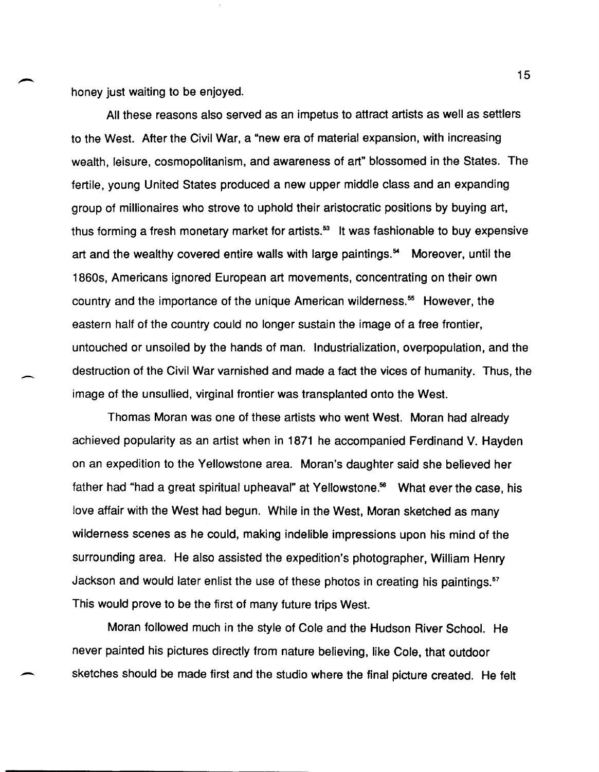honey just waiting to be enjoyed.

All these reasons also served as an impetus to attract artists as well as settlers to the West. After the Civil War, a "new era of material expansion, with increasing wealth, leisure, cosmopolitanism, and awareness of art" blossomed in the States. The fertile, young United States produced a new upper middle class and an expanding group of millionaires who strove to uphold their aristocratic positions by buying art, thus forming a fresh monetary market for artists.[53] It was fashionable to buy expensive art and the wealthy covered entire walls with large paintings.[54] Moreover, until the 1860s, Americans ignored European art movements, concentrating on their own country and the importance of the unique American wilderness.[55] However, the eastern half of the country could no longer sustain the image of a free frontier, untouched or unsoiled by the hands of man. Industrialization, overpopulation, and the destruction of the Civil War varnished and made a fact the vices of humanity. Thus, the image of the unsullied, virginal frontier was transplanted onto the West.

Thomas Moran was one of these artists who went West. Moran had already achieved popularity as an artist when in 1871 he accompanied Ferdinand V. Hayden on an expedition to the Yellowstone area. Moran's daughter said she believed her father had "had a great spiritual upheaval" at Yellowstone.[56] What ever the case, his love affair with the West had begun. While in the West, Moran sketched as many wilderness scenes as he could, making indelible impressions upon his mind of the surrounding area. He also assisted the expedition's photographer, William Henry Jackson and would later enlist the use of these photos in creating his paintings.[57] This would prove to be the first of many future trips West.

Moran followed much in the style of Cole and the Hudson River School. He never painted his pictures directly from nature believing, like Cole, that outdoor sketches should be made first and the studio where the final picture created. He felt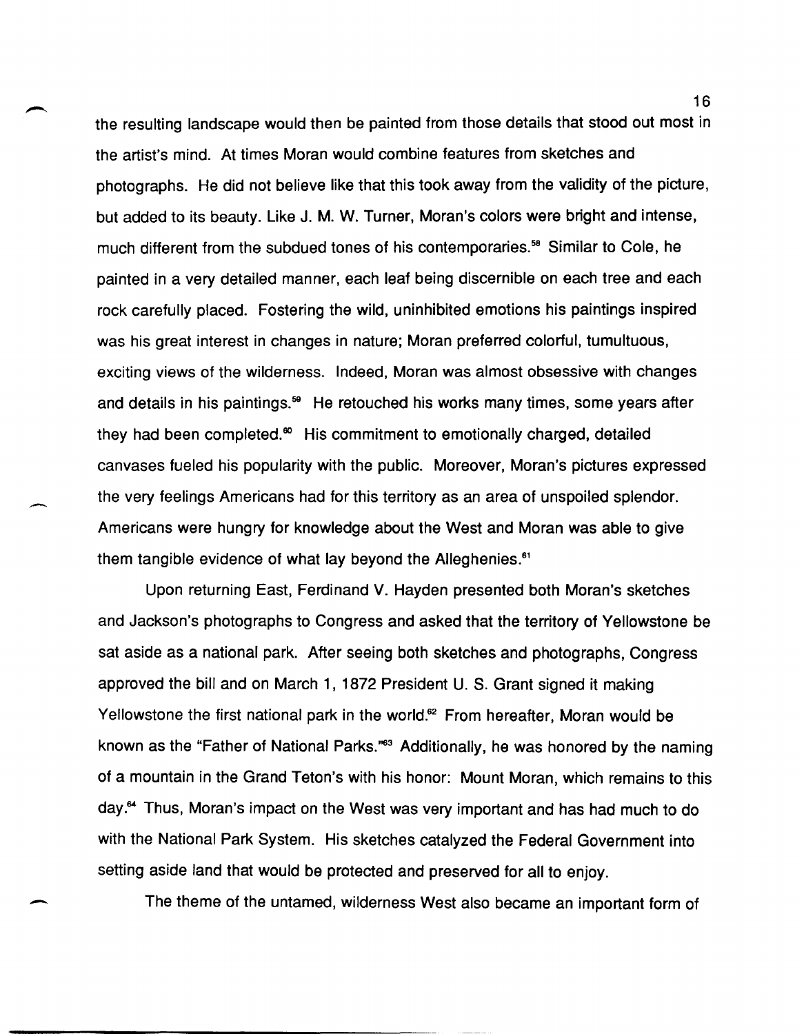the resulting landscape would then be painted from those details that stood out most in the artist's mind. At times Moran would combine features from sketches and photographs. He did not believe like that this took away from the validity of the picture, but added to its beauty. Like J. M. W. Turner, Moran's colors were bright and intense, much different from the subdued tones of his contemporaries.[58] Similar to Cole, he painted in a very detailed manner, each leaf being discernible on each tree and each rock carefully placed. Fostering the wild, uninhibited emotions his paintings inspired was his great interest in changes in nature; Moran preferred colorful, tumultuous, exciting views of the wilderness. Indeed, Moran was almost obsessive with changes and details in his paintings.[59] He retouched his works many times, some years after they had been completed.[60] His commitment to emotionally charged, detailed canvases fueled his popularity with the public. Moreover, Moran's pictures expressed the very feelings Americans had for this territory as an area of unspoiled splendor. Americans were hungry for knowledge about the West and Moran was able to give them tangible evidence of what lay beyond the Alleghenies.[61]

Upon returning East, Ferdinand V. Hayden presented both Moran's sketches and Jackson's photographs to Congress and asked that the territory of Yellowstone be sat aside as a national park. After seeing both sketches and photographs, Congress approved the bill and on March 1, 1872 President U. S. Grant signed it making Yellowstone the first national park in the world.[62] From hereafter, Moran would be known as the "Father of National Parks."[63] Additionally, he was honored by the naming of a mountain in the Grand Teton's with his honor: Mount Moran, which remains to this day.[64] Thus, Moran's impact on the West was very important and has had much to do with the National Park System. His sketches catalyzed the Federal Government into setting aside land that would be protected and preserved for all to enjoy.

The theme of the untamed, wilderness West also became an important form of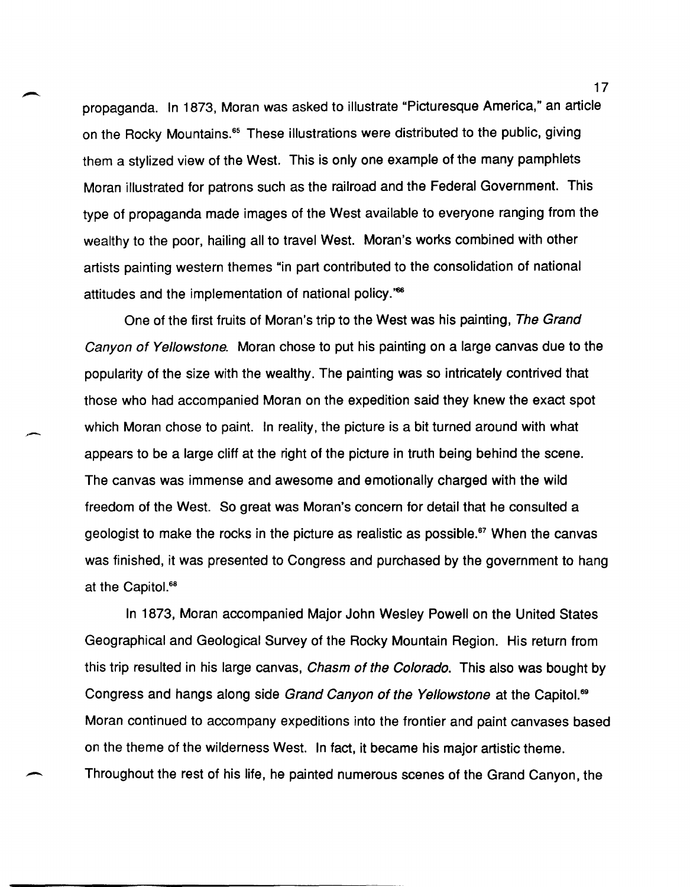propaganda. In 1873, Moran was asked to illustrate "Picturesque America," an article on the Rocky Mountains.[65] These illustrations were distributed to the public, giving them a stylized view of the West. This is only one example of the many pamphlets Moran illustrated for patrons such as the railroad and the Federal Government. This type of propaganda made images of the West available to everyone ranging from the wealthy to the poor, hailing all to travel West. Moran's works combined with other artists painting western themes "in part contributed to the consolidation of national attitudes and the implementation of national policy."[66]

One of the first fruits of Moran's trip to the West was his painting, *The Grand Canyon of Yellowstone*. Moran chose to put his painting on a large canvas due to the popularity of the size with the wealthy. The painting was so intricately contrived that those who had accompanied Moran on the expedition said they knew the exact spot which Moran chose to paint. In reality, the picture is a bit turned around with what appears to be a large cliff at the right of the picture in truth being behind the scene. The canvas was immense and awesome and emotionally charged with the wild freedom of the West. So great was Moran's concern for detail that he consulted a geologist to make the rocks in the picture as realistic as possible.[67] When the canvas was finished, it was presented to Congress and purchased by the government to hang at the Capitol.[68]

In 1873, Moran accompanied Major John Wesley Powell on the United States Geographical and Geological Survey of the Rocky Mountain Region. His return from this trip resulted in his large canvas, *Chasm of the Colorado*. This also was bought by Congress and hangs along side *Grand Canyon of the Yellowstone* at the Capitol.[69] Moran continued to accompany expeditions into the frontier and paint canvases based on the theme of the wilderness West. In fact, it became his major artistic theme. Throughout the rest of his life, he painted numerous scenes of the Grand Canyon, the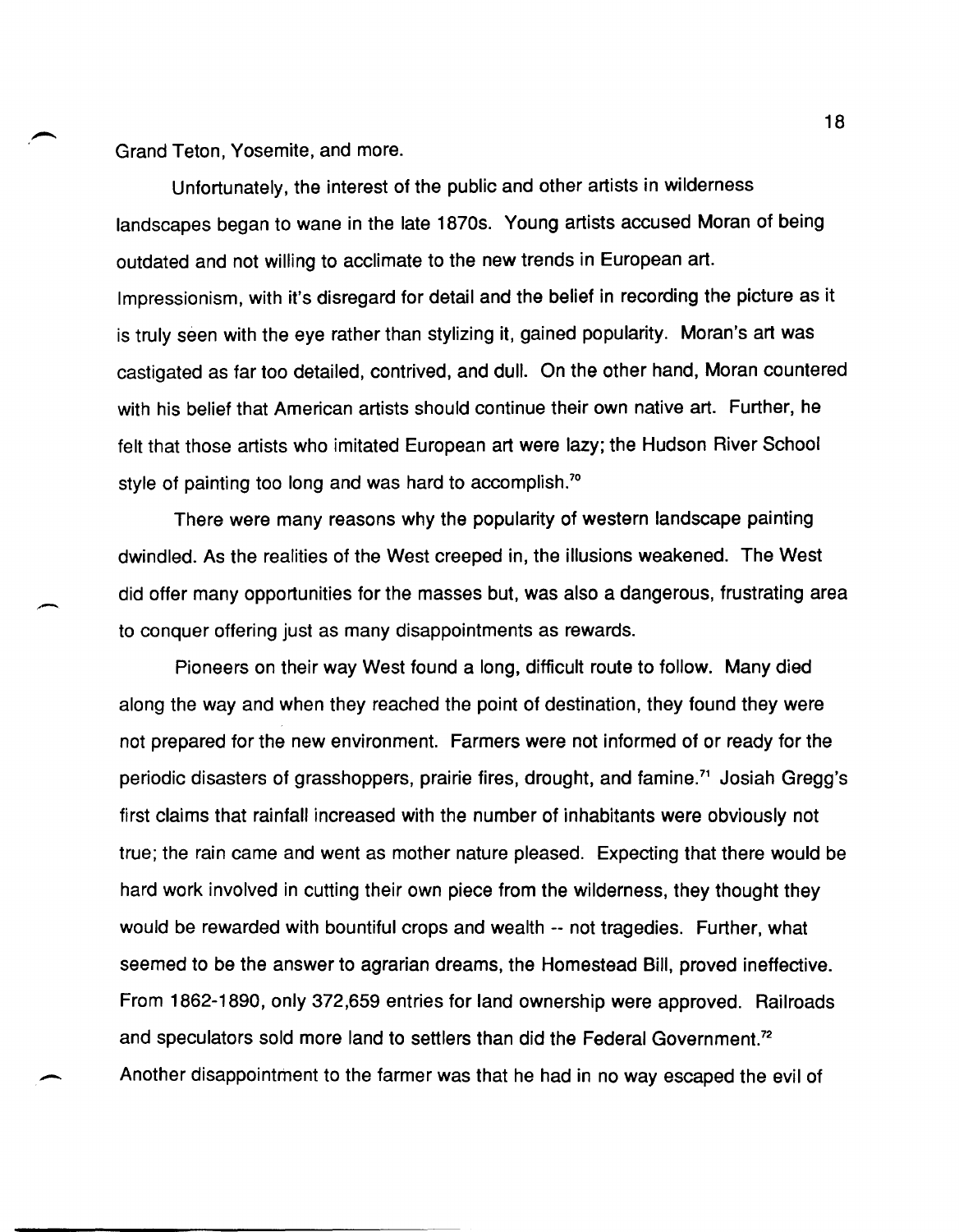Grand Teton, Yosemite, and more.

Unfortunately, the interest of the public and other artists in wilderness landscapes began to wane in the late 1870s. Young artists accused Moran of being outdated and not willing to acclimate to the new trends in European art. Impressionism, with it's disregard for detail and the belief in recording the picture as it is truly seen with the eye rather than stylizing it, gained popularity. Moran's art was castigated as far too detailed, contrived, and dull. On the other hand, Moran countered with his belief that American artists should continue their own native art. Further, he felt that those artists who imitated European art were lazy; the Hudson River School style of painting too long and was hard to accomplish.[70]

There were many reasons why the popularity of western landscape painting dwindled. As the realities of the West creeped in, the illusions weakened. The West did offer many opportunities for the masses but, was also a dangerous, frustrating area to conquer offering just as many disappointments as rewards.

Pioneers on their way West found a long, difficult route to follow. Many died along the way and when they reached the point of destination, they found they were not prepared for the new environment. Farmers were not informed of or ready for the periodic disasters of grasshoppers, prairie fires, drought, and famine.[71] Josiah Gregg's first claims that rainfall increased with the number of inhabitants were obviously not true; the rain came and went as mother nature pleased. Expecting that there would be hard work involved in cutting their own piece from the wilderness, they thought they would be rewarded with bountiful crops and wealth -- not tragedies. Further, what seemed to be the answer to agrarian dreams, the Homestead Bill, proved ineffective. From 1862-1890, only 372,659 entries for land ownership were approved. Railroads and speculators sold more land to settlers than did the Federal Government.[72] Another disappointment to the farmer was that he had in no way escaped the evil of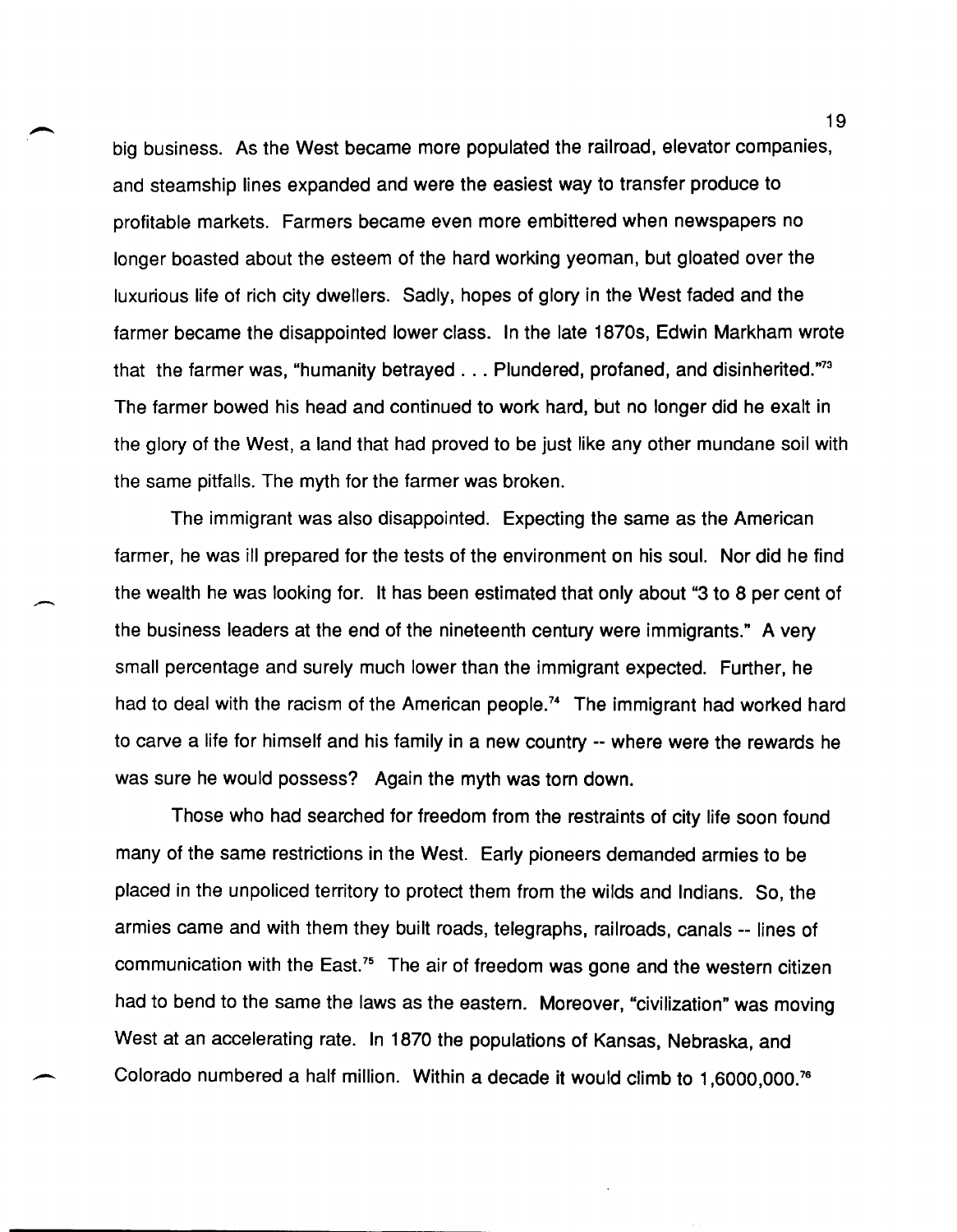big business. As the West became more populated the railroad, elevator companies, and steamship lines expanded and were the easiest way to transfer produce to profitable markets. Farmers became even more embittered when newspapers no longer boasted about the esteem of the hard working yeoman, but gloated over the luxurious life of rich city dwellers. Sadly, hopes of glory in the West faded and the farmer became the disappointed lower class. In the late 1870s, Edwin Markham wrote that the farmer was, "humanity betrayed . . . Plundered, profaned, and disinherited."[73] The farmer bowed his head and continued to work hard, but no longer did he exalt in the glory of the West, a land that had proved to be just like any other mundane soil with the same pitfalls. The myth for the farmer was broken.

The immigrant was also disappointed. Expecting the same as the American farmer, he was ill prepared for the tests of the environment on his soul. Nor did he find the wealth he was looking for. It has been estimated that only about "3 to 8 per cent of the business leaders at the end of the nineteenth century were immigrants." A very small percentage and surely much lower than the immigrant expected. Further, he had to deal with the racism of the American people.[74] The immigrant had worked hard to carve a life for himself and his family in a new country -- where were the rewards he was sure he would possess? Again the myth was torn down.

Those who had searched for freedom from the restraints of city life soon found many of the same restrictions in the West. Early pioneers demanded armies to be placed in the unpoliced territory to protect them from the wilds and Indians. So, the armies came and with them they built roads, telegraphs, railroads, canals -- lines of communication with the East.[75] The air of freedom was gone and the western citizen had to bend to the same the laws as the eastern. Moreover, "civilization" was moving West at an accelerating rate. In 1870 the populations of Kansas, Nebraska, and Colorado numbered a half million. Within a decade it would climb to 1,6000,000.[76]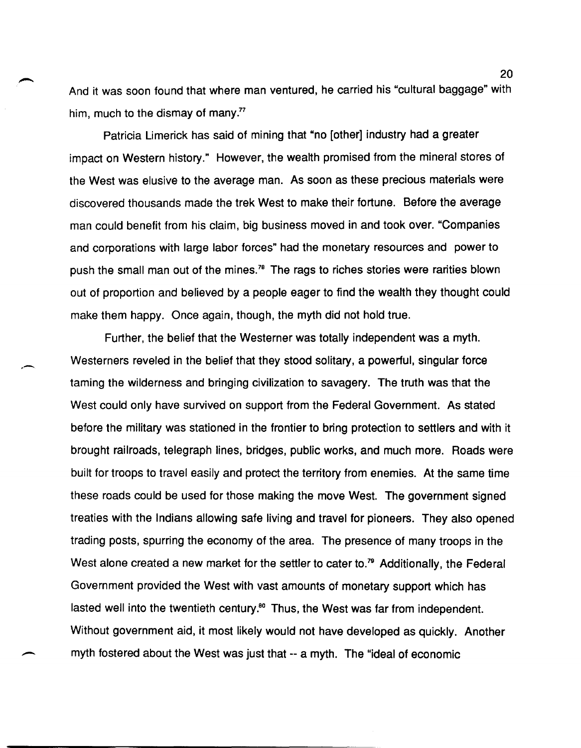And it was soon found that where man ventured, he carried his "cultural baggage" with him, much to the dismay of many.[77]

Patricia Limerick has said of mining that "no [other] industry had a greater impact on Western history." However, the wealth promised from the mineral stores of the West was elusive to the average man. As soon as these precious materials were discovered thousands made the trek West to make their fortune. Before the average man could benefit from his claim, big business moved in and took over. "Companies and corporations with large labor forces" had the monetary resources and power to push the small man out of the mines.[78] The rags to riches stories were rarities blown out of proportion and believed by a people eager to find the wealth they thought could make them happy. Once again, though, the myth did not hold true.

Further, the belief that the Westerner was totally independent was a myth. Westerners reveled in the belief that they stood solitary, a powerful, singular force taming the wilderness and bringing civilization to savagery. The truth was that the West could only have survived on support from the Federal Government. As stated before the military was stationed in the frontier to bring protection to settlers and with it brought railroads, telegraph lines, bridges, public works, and much more. Roads were built for troops to travel easily and protect the territory from enemies. At the same time these roads could be used for those making the move West. The government signed treaties with the Indians allowing safe living and travel for pioneers. They also opened trading posts, spurring the economy of the area. The presence of many troops in the West alone created a new market for the settler to cater to.[79] Additionally, the Federal Government provided the West with vast amounts of monetary support which has lasted well into the twentieth century.[80] Thus, the West was far from independent. Without government aid, it most likely would not have developed as quickly. Another myth fostered about the West was just that -- a myth. The "ideal of economic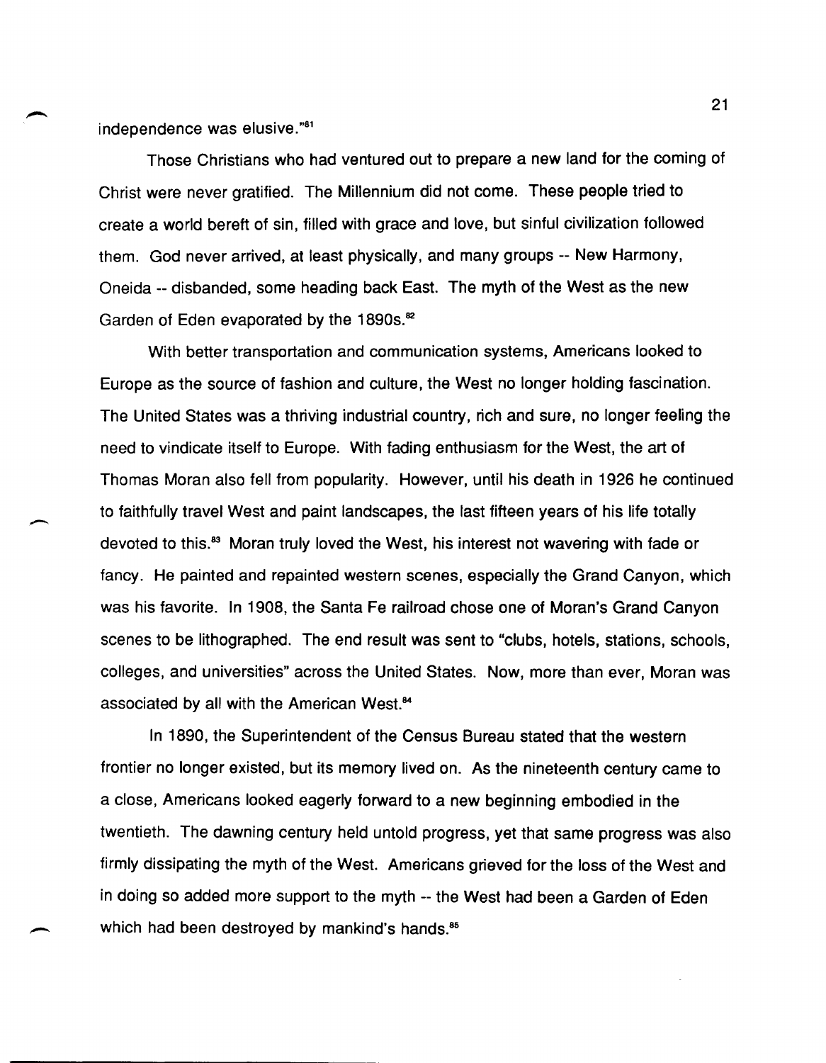independence was elusive."[81]

Those Christians who had ventured out to prepare a new land for the coming of Christ were never gratified. The Millennium did not come. These people tried to create a world bereft of sin, filled with grace and love, but sinful civilization followed them. God never arrived, at least physically, and many groups -- New Harmony, Oneida -- disbanded, some heading back East. The myth of the West as the new Garden of Eden evaporated by the 1890s.[82]

With better transportation and communication systems, Americans looked to Europe as the source of fashion and culture, the West no longer holding fascination. The United States was a thriving industrial country, rich and sure, no longer feeling the need to vindicate itself to Europe. With fading enthusiasm for the West, the art of Thomas Moran also fell from popularity. However, until his death in 1926 he continued to faithfully travel West and paint landscapes, the last fifteen years of his life totally devoted to this.[83] Moran truly loved the West, his interest not wavering with fade or fancy. He painted and repainted western scenes, especially the Grand Canyon, which was his favorite. In 1908, the Santa Fe railroad chose one of Moran's Grand Canyon scenes to be lithographed. The end result was sent to "clubs, hotels, stations, schools, colleges, and universities" across the United States. Now, more than ever, Moran was associated by all with the American West.[84]

In 1890, the Superintendent of the Census Bureau stated that the western frontier no longer existed, but its memory lived on. As the nineteenth century came to a close, Americans looked eagerly forward to a new beginning embodied in the twentieth. The dawning century held untold progress, yet that same progress was also firmly dissipating the myth of the West. Americans grieved for the loss of the West and in doing so added more support to the myth -- the West had been a Garden of Eden which had been destroyed by mankind's hands.[85]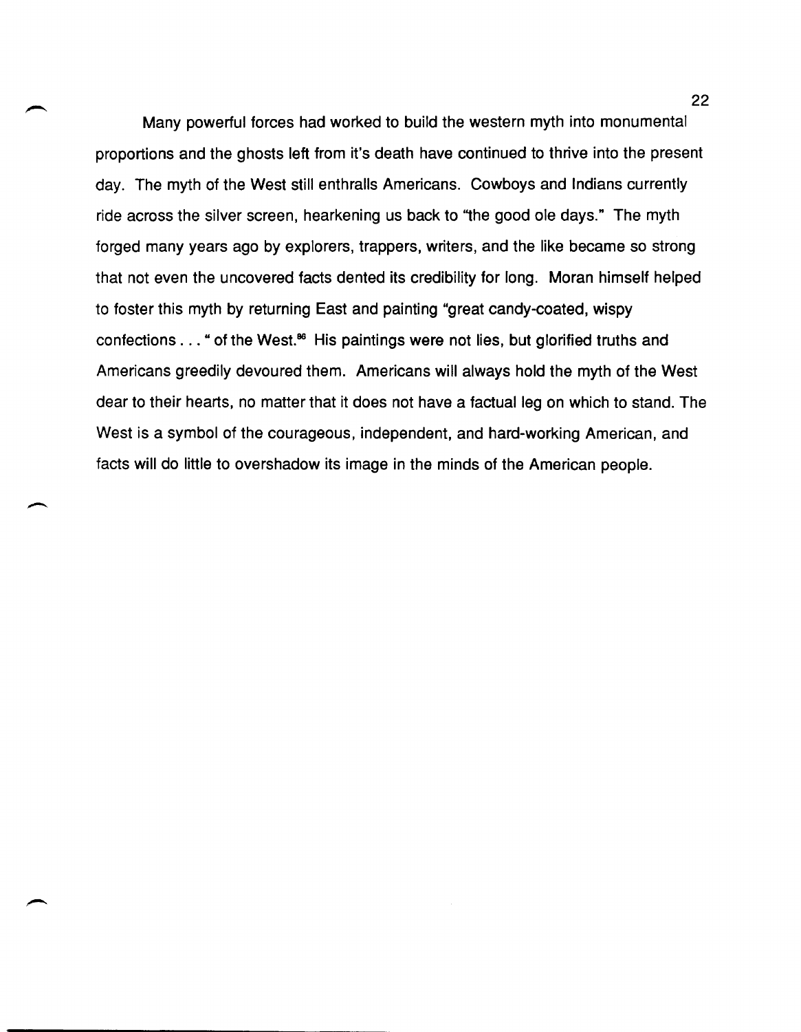Many powerful forces had worked to build the western myth into monumental proportions and the ghosts left from it's death have continued to thrive into the present day. The myth of the West still enthralls Americans. Cowboys and Indians currently ride across the silver screen, hearkening us back to "the good ole days." The myth forged many years ago by explorers, trappers, writers, and the like became so strong that not even the uncovered facts dented its credibility for long. Moran himself helped to foster this myth by returning East and painting "great candy-coated, wispy confections . . . " of the West.[86] His paintings were not lies, but glorified truths and Americans greedily devoured them. Americans will always hold the myth of the West dear to their hearts, no matter that it does not have a factual leg on which to stand. The West is a symbol of the courageous, independent, and hard-working American, and facts will do little to overshadow its image in the minds of the American people.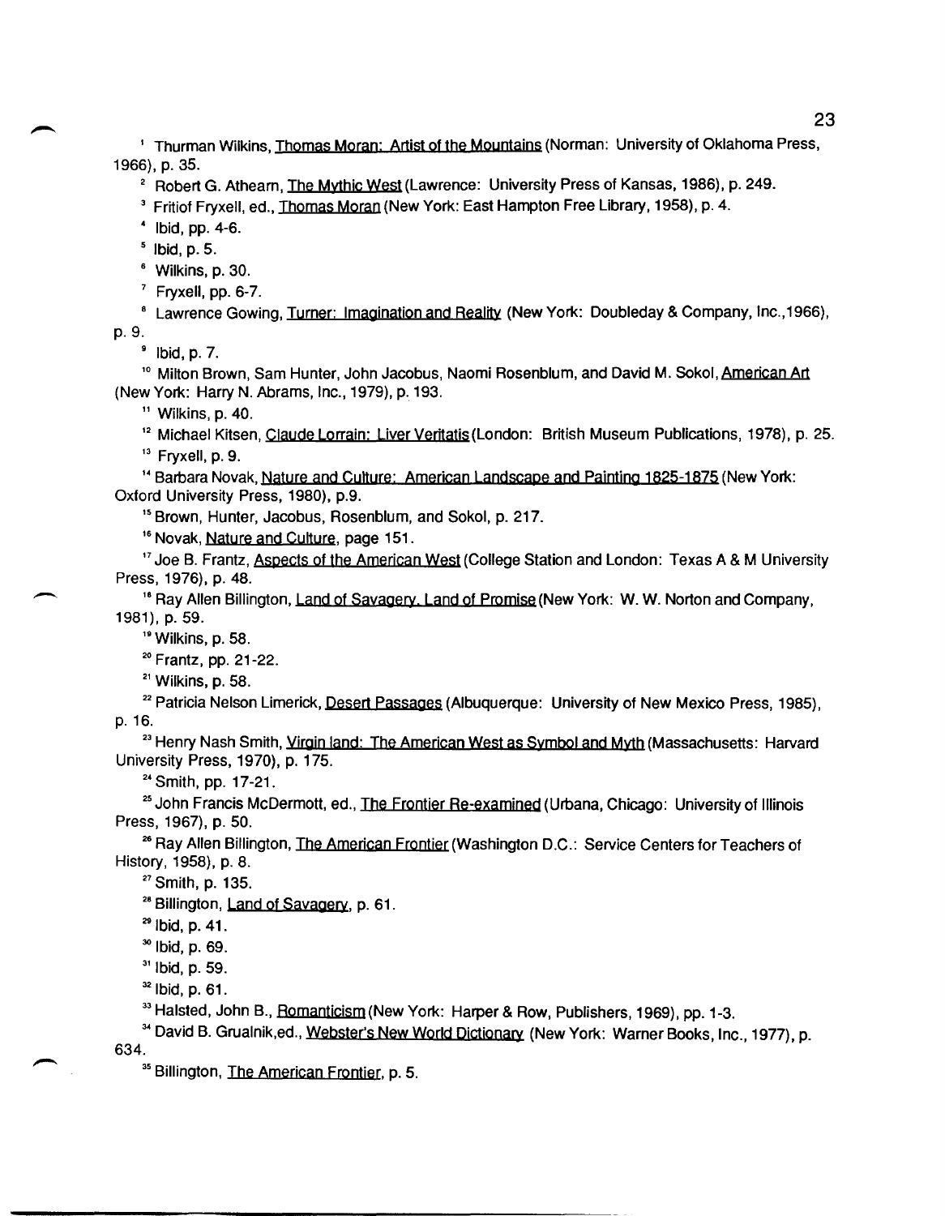[1] Thurman Wilkins, Thomas Moran: Artist of the Mountains (Norman: University of Oklahoma Press, 1966), p. 35.

[2] Robert G. Athearn, The Mythic West (Lawrence: University Press of Kansas, 1986), p. 249.

[3] Fritiof Fryxell, ed., Thomas Moran (New York: East Hampton Free Library, 1958), p. 4.

[4] Ibid, pp. 4-6.

[5] Ibid, p. 5.

[6] Wilkins, p. 30.

[7] Fryxell, pp. 6-7.

[8] Lawrence Gowing, Turner: Imagination and Reality (New York: Doubleday & Company, Inc.,1966), p. 9.

[9] Ibid, p. 7.

[10] Milton Brown, Sam Hunter, John Jacobus, Naomi Rosenblum, and David M. Sokol, American Art (New York: Harry N. Abrams, Inc., 1979), p. 193.

[11] Wilkins, p. 40.

[12] Michael Kitsen, Claude Lorrain: Liver Veritatis (London: British Museum Publications, 1978), p. 25.

[13] Fryxell, p. 9.

[14] Barbara Novak, Nature and Culture: American Landscape and Painting 1825-1875 (New York: Oxford University Press, 1980), p.9.

[15] Brown, Hunter, Jacobus, Rosenblum, and Sokol, p. 217.

[16] Novak, Nature and Culture, page 151.

[17] Joe B. Frantz, Aspects of the American West (College Station and London: Texas A & M University Press, 1976), p. 48.

[18] Ray Allen Billington, Land of Savagery, Land of Promise (New York: W. W. Norton and Company, 1981), p. 59.

[19] Wilkins, p. 58.

[20] Frantz, pp. 21-22.

[21] Wilkins, p. 58.

[22] Patricia Nelson Limerick, Desert Passages (Albuquerque: University of New Mexico Press, 1985), p. 16.

[23] Henry Nash Smith, Virgin land: The American West as Symbol and Myth (Massachusetts: Harvard University Press, 1970), p. 175.

[24] Smith, pp. 17-21.

[25] John Francis McDermott, ed., The Frontier Re-examined (Urbana, Chicago: University of Illinois Press, 1967), p. 50.

[26] Ray Allen Billington, The American Frontier (Washington D.C.: Service Centers for Teachers of History, 1958), p. 8.

[27] Smith, p. 135.

[28] Billington, Land of Savagery, p. 61.

[29] Ibid, p. 41.

[30] Ibid, p. 69.

[31] Ibid, p. 59.

[32] Ibid, p. 61.

[33] Halsted, John B., Romanticism (New York: Harper & Row, Publishers, 1969), pp. 1-3.

[34] David B. Grualnik,ed., Webster's New World Dictionary (New York: Warner Books, Inc., 1977), p. 634.

[35] Billington, The American Frontier, p. 5.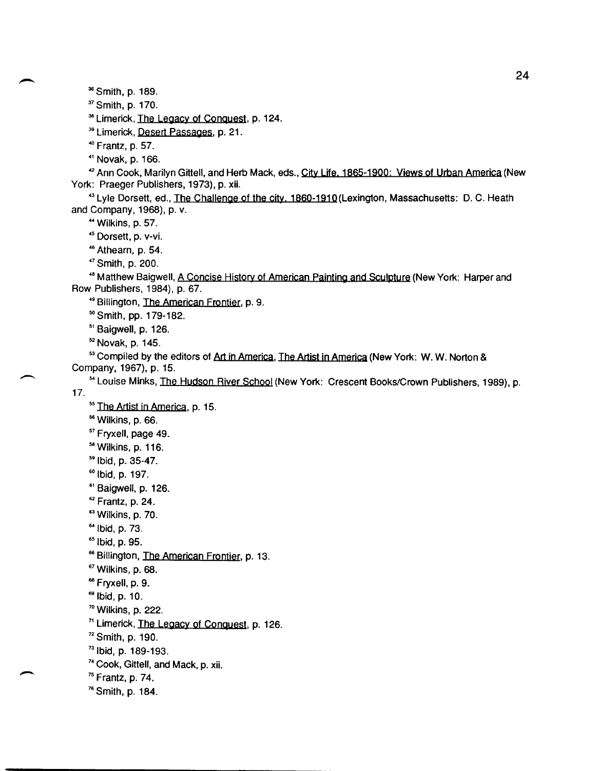[36] Smith, p. 189.

[37] Smith, p. 170.

[38] Limerick, The Legacy of Conquest, p. 124.

[39] Limerick, Desert Passages, p. 21.

[40] Frantz, p. 57.

[41] Novak, p. 166.

[42] Ann Cook, Marilyn Gittell, and Herb Mack, eds., City Life, 1865-1900: Views of Urban America (New York: Praeger Publishers, 1973), p. xii.

[43] Lyle Dorsett, ed., The Challenge of the city, 1860-1910 (Lexington, Massachusetts: D. C. Heath and Company, 1968), p. v.

[44] Wilkins, p. 57.

[45] Dorsett, p. v-vi.

[46] Athearn, p. 54.

[47] Smith, p. 200.

[48] Matthew Baigwell, A Concise History of American Painting and Sculpture (New York: Harper and Row Publishers, 1984), p. 67.

[49] Billington, The American Frontier, p. 9.

[50] Smith, pp. 179-182.

[51] Baigwell, p. 126.

[52] Novak, p. 145.

[53] Compiled by the editors of Art in America, The Artist in America (New York: W. W. Norton & Company, 1967), p. 15.

[54] Louise Minks, The Hudson River School (New York: Crescent Books/Crown Publishers, 1989), p. 17.

[55] The Artist in America, p. 15.

[56] Wilkins, p. 66.

[57] Fryxell, page 49.

[58] Wilkins, p. 116.

[59] Ibid, p. 35-47.

[60] Ibid, p. 197.

[61] Baigwell, p. 126.

[62] Frantz, p. 24.

[63] Wilkins, p. 70.

[64] Ibid, p. 73.

[65] Ibid, p. 95.

[66] Billington, The American Frontier, p. 13.

[67] Wilkins, p. 68.

[68] Fryxell, p. 9.

[69] Ibid, p. 10.

[70] Wilkins, p. 222.

[71] Limerick, The Legacy of Conquest, p. 126.

[72] Smith, p. 190.

[73] Ibid, p. 189-193.

[74] Cook, Gittell, and Mack, p. xii.

[75] Frantz, p. 74.

[76] Smith, p. 184.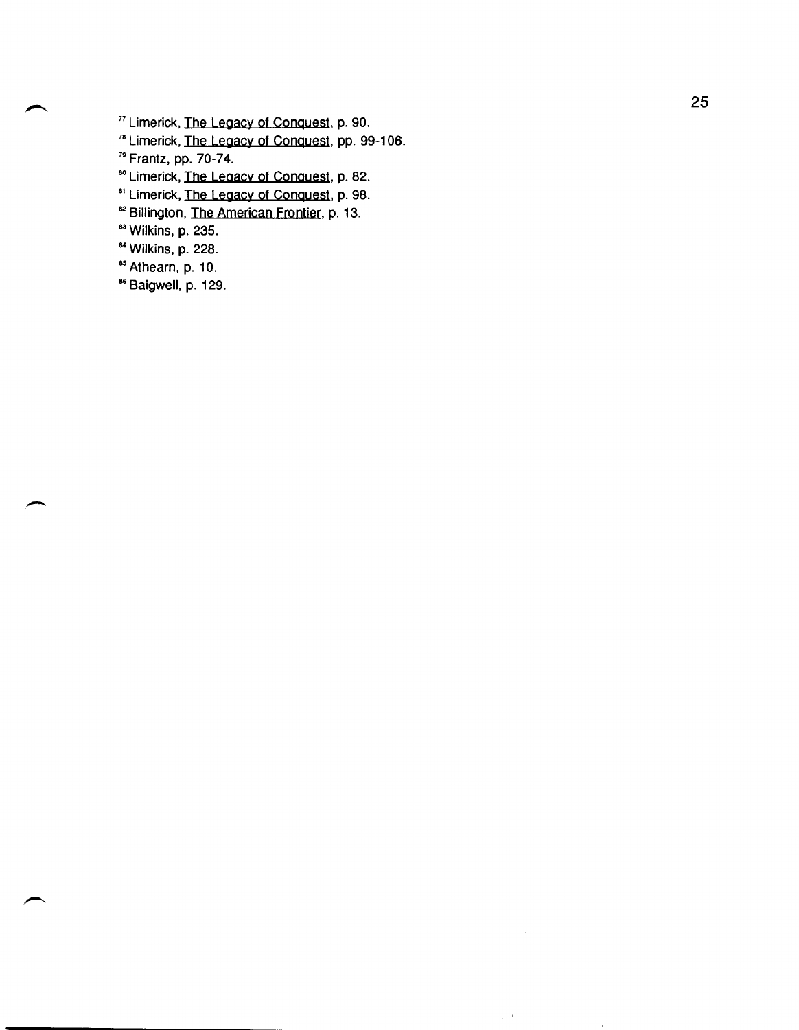[77] Limerick, The Legacy of Conquest, p. 90.

[78] Limerick, The Legacy of Conquest, pp. 99-106.

[79] Frantz, pp. 70-74.

[80] Limerick, The Legacy of Conquest, p. 82.

[81] Limerick, The Legacy of Conquest, p. 98.

[82] Billington, The American Frontier, p. 13.

[83] Wilkins, p. 235.

[84] Wilkins, p. 228.

[85] Athearn, p. 10.

[86] Baigwell, p. 129.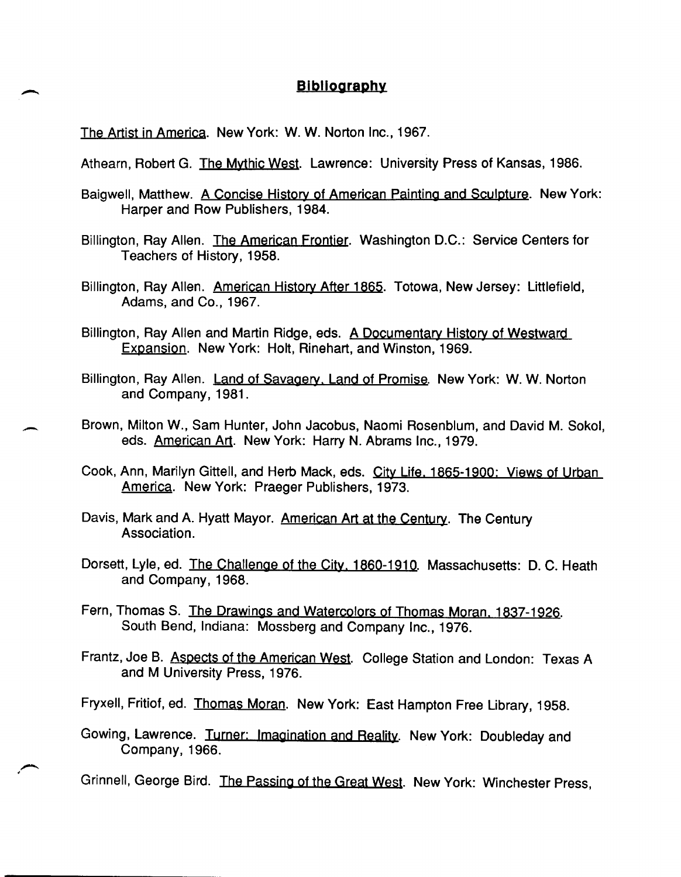## Bibliography

The Artist in America. New York: W. W. Norton Inc., 1967.

Athearn, Robert G. The Mythic West. Lawrence: University Press of Kansas, 1986.

Baigwell, Matthew. A Concise History of American Painting and Sculpture. New York: Harper and Row Publishers, 1984.

Billington, Ray Allen. The American Frontier. Washington D.C.: Service Centers for Teachers of History, 1958.

Billington, Ray Allen. American History After 1865. Totowa, New Jersey: Littlefield, Adams, and Co., 1967.

Billington, Ray Allen and Martin Ridge, eds. A Documentary History of Westward Expansion. New York: Holt, Rinehart, and Winston, 1969.

Billington, Ray Allen. Land of Savagery, Land of Promise. New York: W. W. Norton and Company, 1981.

Brown, Milton W., Sam Hunter, John Jacobus, Naomi Rosenblum, and David M. Sokol, eds. American Art. New York: Harry N. Abrams Inc., 1979.

Cook, Ann, Marilyn Gittell, and Herb Mack, eds. City Life, 1865-1900: Views of Urban America. New York: Praeger Publishers, 1973.

Davis, Mark and A. Hyatt Mayor. American Art at the Century. The Century Association.

Dorsett, Lyle, ed. The Challenge of the City, 1860-1910. Massachusetts: D. C. Heath and Company, 1968.

Fern, Thomas S. The Drawings and Watercolors of Thomas Moran, 1837-1926. South Bend, Indiana: Mossberg and Company Inc., 1976.

Frantz, Joe B. Aspects of the American West. College Station and London: Texas A and M University Press, 1976.

Fryxell, Fritiof, ed. Thomas Moran. New York: East Hampton Free Library, 1958.

Gowing, Lawrence. Turner: Imagination and Reality. New York: Doubleday and Company, 1966.

Grinnell, George Bird. The Passing of the Great West. New York: Winchester Press,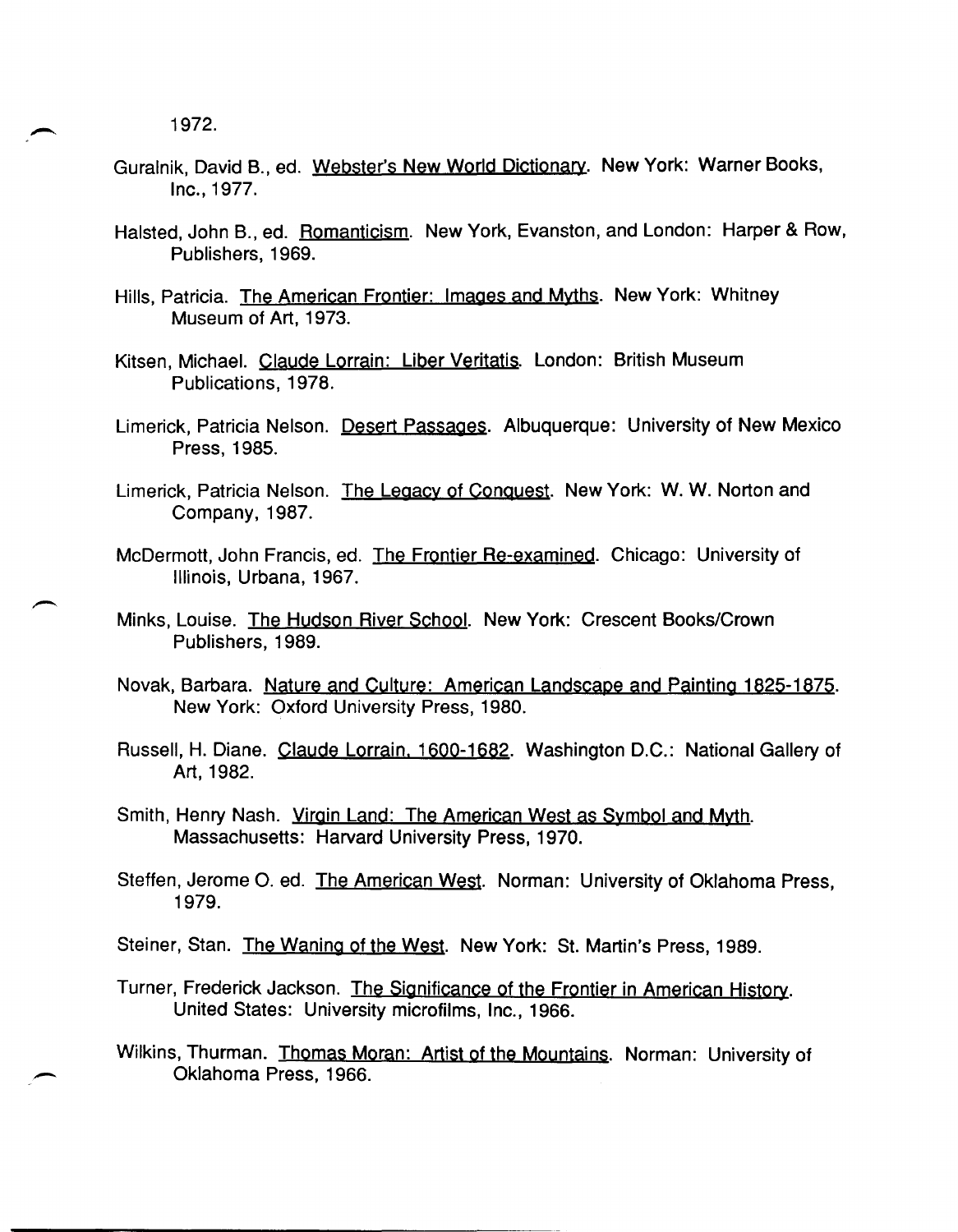1972.

Guralnik, David B., ed. Webster's New World Dictionary. New York: Warner Books, Inc., 1977.

Halsted, John B., ed. Romanticism. New York, Evanston, and London: Harper & Row, Publishers, 1969.

Hills, Patricia. The American Frontier: Images and Myths. New York: Whitney Museum of Art, 1973.

Kitsen, Michael. Claude Lorrain: Liber Veritatis. London: British Museum Publications, 1978.

Limerick, Patricia Nelson. Desert Passages. Albuquerque: University of New Mexico Press, 1985.

Limerick, Patricia Nelson. The Legacy of Conquest. New York: W. W. Norton and Company, 1987.

McDermott, John Francis, ed. The Frontier Re-examined. Chicago: University of Illinois, Urbana, 1967.

Minks, Louise. The Hudson River School. New York: Crescent Books/Crown Publishers, 1989.

Novak, Barbara. Nature and Culture: American Landscape and Painting 1825-1875. New York: Oxford University Press, 1980.

Russell, H. Diane. Claude Lorrain, 1600-1682. Washington D.C.: National Gallery of Art, 1982.

Smith, Henry Nash. Virgin Land: The American West as Symbol and Myth. Massachusetts: Harvard University Press, 1970.

Steffen, Jerome O. ed. The American West. Norman: University of Oklahoma Press, 1979.

Steiner, Stan. The Waning of the West. New York: St. Martin's Press, 1989.

Turner, Frederick Jackson. The Significance of the Frontier in American History. United States: University microfilms, Inc., 1966.

Wilkins, Thurman. Thomas Moran: Artist of the Mountains. Norman: University of Oklahoma Press, 1966.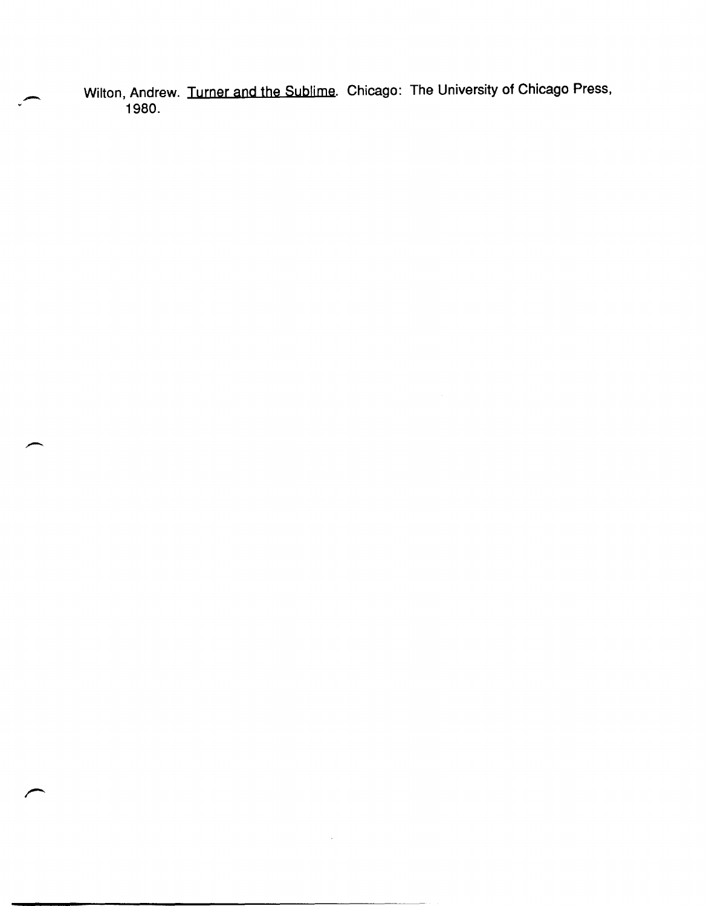Wilton, Andrew. Turner and the Sublime. Chicago: The University of Chicago Press, 1980.